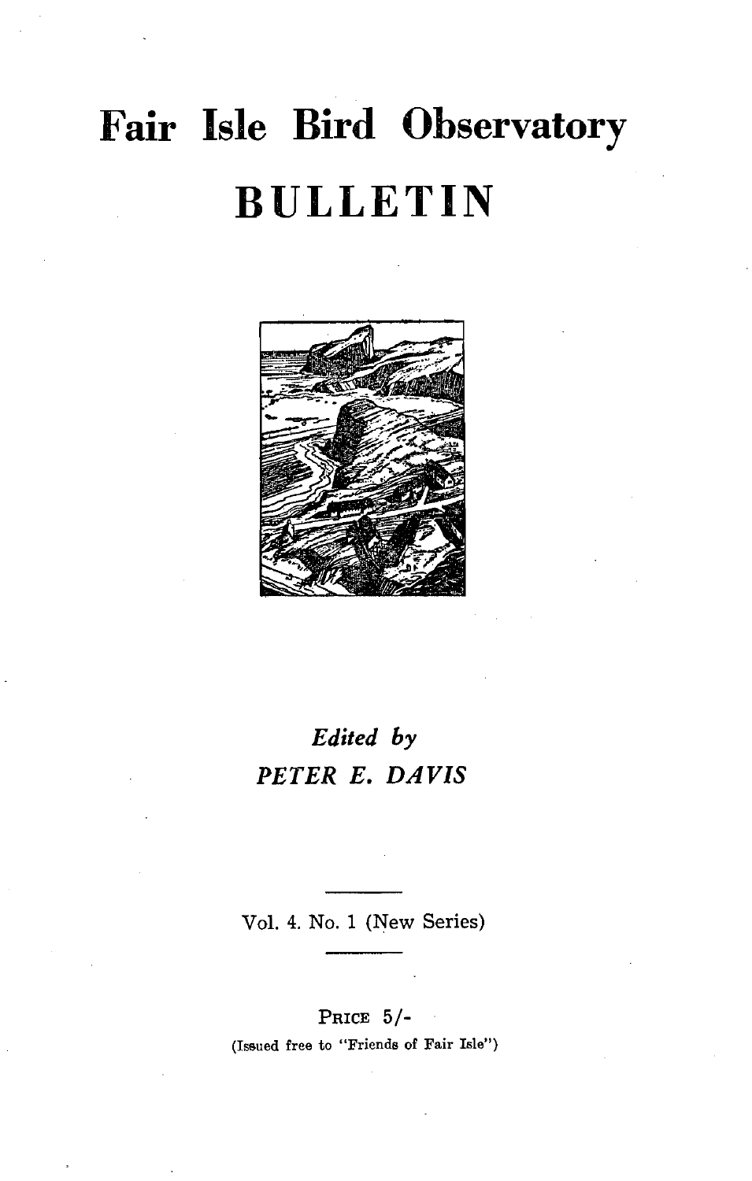# Fair Isle Bird Observatory

# BULLETIN

*Edited by*

*PETER E. DAVIS*

Vol. 4. No. 1 (New Series)

PRICE 5/-

(Issued free to "Friends of Fair Isle")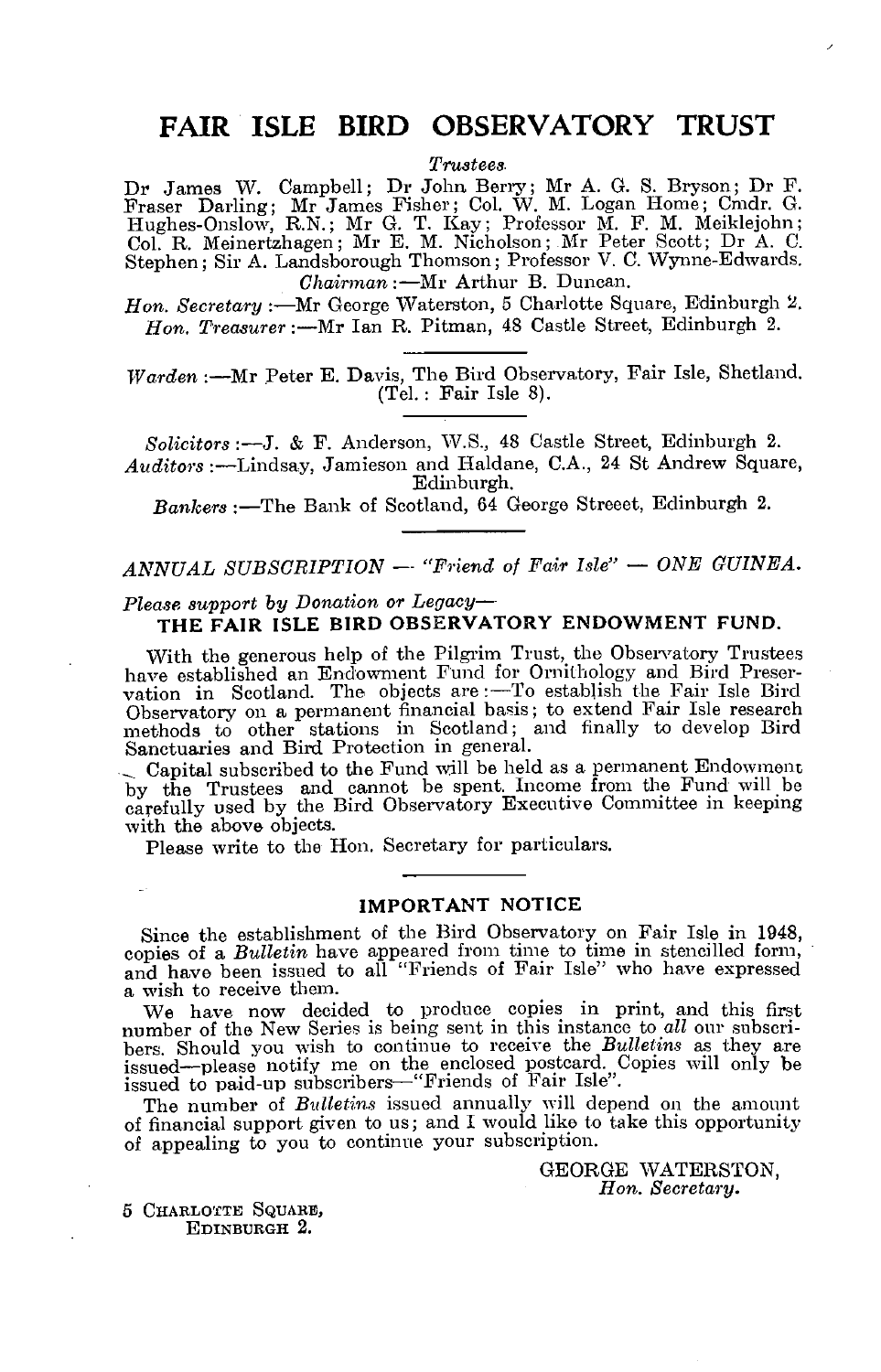# FAIR ISLE BIRD OBSERVATORY TRUST

*Trustees.*

Dr James W. Campbell; Dr John Berry; Mr A. G. S. Bryson; Dr F. Fraser Darling; Mr James Fisher; Col. W. M. Logan Home; Cmdr. G. Hughes-Onslow, R.N.; Mr G. T. Kay; Professor M. F. M. Meiklejohn; Col. R. Meinertzhagen; Mr E. M. Nicholson; Mr Peter Scott; Dr A. C. Stephen; Sir A. Landsborough Thomson; Professor V. C. Wynne-Edwards.

*Chairman* :—Mr Arthur B. Duncan.

*Hon. Secretary* :—Mr George Waterston, 5 Charlotte Square, Edinburgh 2.

*Hon. Treasurer* :—Mr Ian R. Pitman, 48 Castle Street, Edinburgh 2.

---

*Warden* :—Mr Peter E. Davis, The Bird Observatory, Fair Isle, Shetland. (Tel.: Fair Isle 8).

---

*Solicitors* :—J. & F. Anderson, W.S., 48 Castle Street, Edinburgh 2.

*Auditors* :—Lindsay, Jamieson and Haldane, C.A., 24 St Andrew Square, Edinburgh.

*Bankers* :—The Bank of Scotland, 64 George Streeet, Edinburgh 2.

---

*ANNUAL SUBSCRIPTION — "Friend of Fair Isle" — ONE GUINEA.*

*Please support by Donation or Legacy—*

**THE FAIR ISLE BIRD OBSERVATORY ENDOWMENT FUND.**

With the generous help of the Pilgrim Trust, the Observatory Trustees have established an Endowment Fund for Ornithology and Bird Preservation in Scotland. The objects are :—To establish the Fair Isle Bird Observatory on a permanent financial basis; to extend Fair Isle research methods to other stations in Scotland; and finally to develop Bird Sanctuaries and Bird Protection in general.

Capital subscribed to the Fund will be held as a permanent Endowment by the Trustees and cannot be spent. Income from the Fund will be carefully used by the Bird Observatory Executive Committee in keeping with the above objects.

Please write to the Hon. Secretary for particulars.

---

## IMPORTANT NOTICE

Since the establishment of the Bird Observatory on Fair Isle in 1948, copies of a *Bulletin* have appeared from time to time in stencilled form, and have been issued to all "Friends of Fair Isle" who have expressed a wish to receive them.

We have now decided to produce copies in print, and this first number of the New Series is being sent in this instance to *all* our subscribers. Should you wish to continue to receive the *Bulletins* as they are issued—please notify me on the enclosed postcard. Copies will only be issued to paid-up subscribers—"Friends of Fair Isle".

The number of *Bulletins* issued annually will depend on the amount of financial support given to us; and I would like to take this opportunity of appealing to you to continue your subscription.

GEORGE WATERSTON,
*Hon. Secretary.*

5 Charlotte Square,
Edinburgh 2.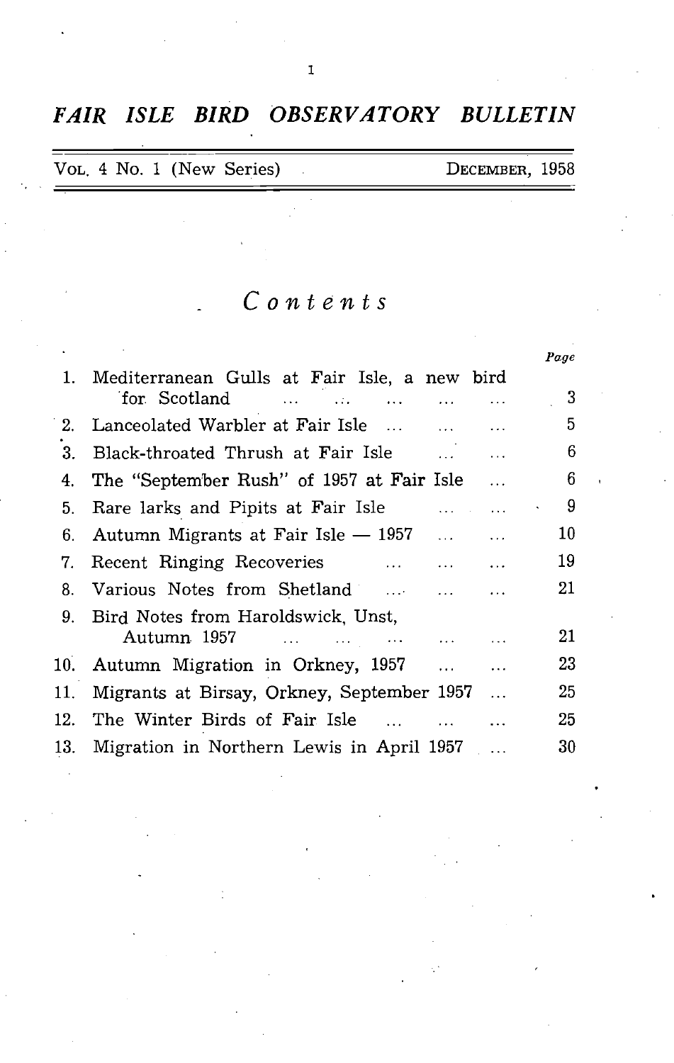# *FAIR ISLE BIRD OBSERVATORY BULLETIN*

VOL. 4 No. 1 (New Series) DECEMBER, 1958

## *Contents*

| | | *Page* |
|---|---|---|
| 1. | Mediterranean Gulls at Fair Isle, a new bird for Scotland ... ... ... ... ... | 3 |
| 2. | Lanceolated Warbler at Fair Isle ... ... ... | 5 |
| 3. | Black-throated Thrush at Fair Isle ... ... | 6 |
| 4. | The "September Rush" of 1957 at Fair Isle ... | 6 |
| 5. | Rare larks and Pipits at Fair Isle ... ... | 9 |
| 6. | Autumn Migrants at Fair Isle — 1957 ... ... | 10 |
| 7. | Recent Ringing Recoveries ... ... ... | 19 |
| 8. | Various Notes from Shetland ... ... ... | 21 |
| 9. | Bird Notes from Haroldswick, Unst, Autumn 1957 ... ... ... ... ... | 21 |
| 10. | Autumn Migration in Orkney, 1957 ... ... | 23 |
| 11. | Migrants at Birsay, Orkney, September 1957 ... | 25 |
| 12. | The Winter Birds of Fair Isle ... ... ... | 25 |
| 13. | Migration in Northern Lewis in April 1957 ... | 30 |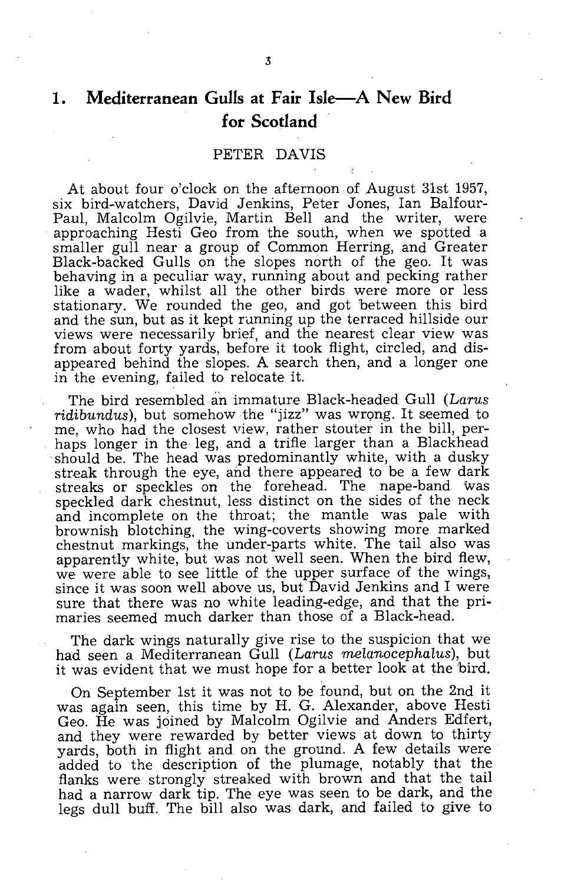## 1. Mediterranean Gulls at Fair Isle—A New Bird for Scotland

PETER DAVIS

At about four o'clock on the afternoon of August 31st 1957, six bird-watchers, David Jenkins, Peter Jones, Ian Balfour-Paul, Malcolm Ogilvie, Martin Bell and the writer, were approaching Hesti Geo from the south, when we spotted a smaller gull near a group of Common Herring, and Greater Black-backed Gulls on the slopes north of the geo. It was behaving in a peculiar way, running about and pecking rather like a wader, whilst all the other birds were more or less stationary. We rounded the geo, and got between this bird and the sun, but as it kept running up the terraced hillside our views were necessarily brief, and the nearest clear view was from about forty yards, before it took flight, circled, and disappeared behind the slopes. A search then, and a longer one in the evening, failed to relocate it.

The bird resembled an immature Black-headed Gull (*Larus ridibundus*), but somehow the "jizz" was wrong. It seemed to me, who had the closest view, rather stouter in the bill, perhaps longer in the leg, and a trifle larger than a Blackhead should be. The head was predominantly white, with a dusky streak through the eye, and there appeared to be a few dark streaks or speckles on the forehead. The nape-band was speckled dark chestnut, less distinct on the sides of the neck and incomplete on the throat; the mantle was pale with brownish blotching, the wing-coverts showing more marked chestnut markings, the under-parts white. The tail also was apparently white, but was not well seen. When the bird flew, we were able to see little of the upper surface of the wings, since it was soon well above us, but David Jenkins and I were sure that there was no white leading-edge, and that the primaries seemed much darker than those of a Black-head.

The dark wings naturally give rise to the suspicion that we had seen a Mediterranean Gull (*Larus melanocephalus*), but it was evident that we must hope for a better look at the bird.

On September 1st it was not to be found, but on the 2nd it was again seen, this time by H. G. Alexander, above Hesti Geo. He was joined by Malcolm Ogilvie and Anders Edfert, and they were rewarded by better views at down to thirty yards, both in flight and on the ground. A few details were added to the description of the plumage, notably that the flanks were strongly streaked with brown and that the tail had a narrow dark tip. The eye was seen to be dark, and the legs dull buff. The bill also was dark, and failed to give to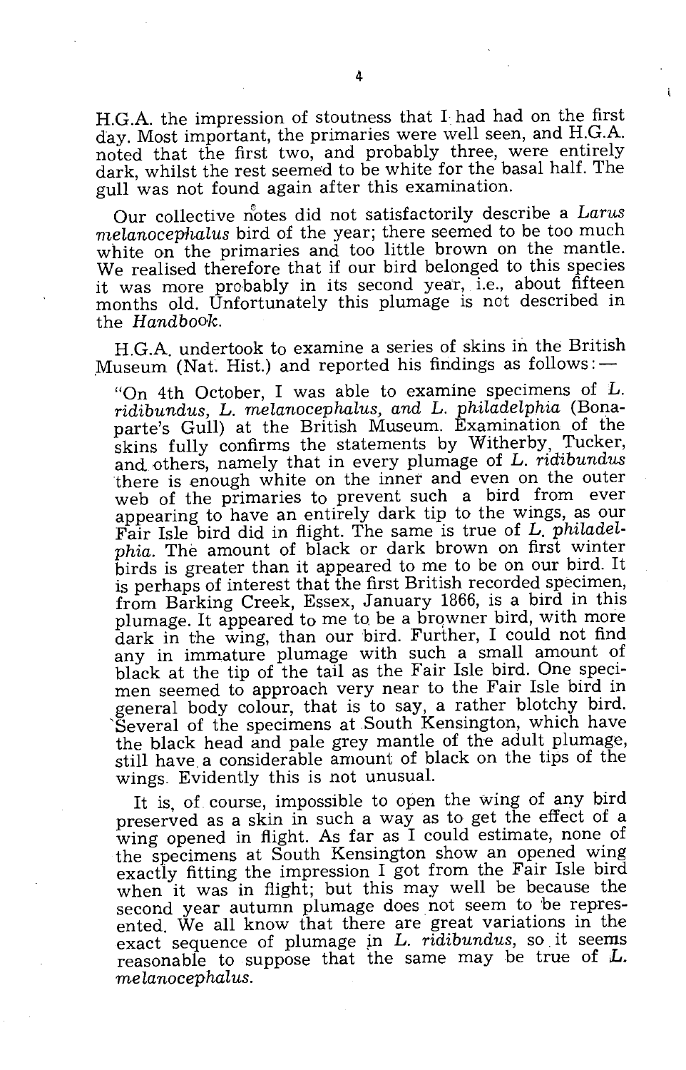H.G.A. the impression of stoutness that I had had on the first day. Most important, the primaries were well seen, and H.G.A. noted that the first two, and probably three, were entirely dark, whilst the rest seemed to be white for the basal half. The gull was not found again after this examination.

Our collective notes did not satisfactorily describe a *Larus melanocephalus* bird of the year; there seemed to be too much white on the primaries and too little brown on the mantle. We realised therefore that if our bird belonged to this species it was more probably in its second year, i.e., about fifteen months old. Unfortunately this plumage is not described in the *Handbook*.

H.G.A. undertook to examine a series of skins in the British Museum (Nat. Hist.) and reported his findings as follows:—

"On 4th October, I was able to examine specimens of *L. ridibundus, L. melanocephalus, and L. philadelphia* (Bonaparte's Gull) at the British Museum. Examination of the skins fully confirms the statements by Witherby, Tucker, and others, namely that in every plumage of *L. ridibundus* there is enough white on the inner and even on the outer web of the primaries to prevent such a bird from ever appearing to have an entirely dark tip to the wings, as our Fair Isle bird did in flight. The same is true of *L. philadelphia*. The amount of black or dark brown on first winter birds is greater than it appeared to me to be on our bird. It is perhaps of interest that the first British recorded specimen, from Barking Creek, Essex, January 1866, is a bird in this plumage. It appeared to me to be a browner bird, with more dark in the wing, than our bird. Further, I could not find any in immature plumage with such a small amount of black at the tip of the tail as the Fair Isle bird. One specimen seemed to approach very near to the Fair Isle bird in general body colour, that is to say, a rather blotchy bird. Several of the specimens at South Kensington, which have the black head and pale grey mantle of the adult plumage, still have a considerable amount of black on the tips of the wings. Evidently this is not unusual.

It is, of course, impossible to open the wing of any bird preserved as a skin in such a way as to get the effect of a wing opened in flight. As far as I could estimate, none of the specimens at South Kensington show an opened wing exactly fitting the impression I got from the Fair Isle bird when it was in flight; but this may well be because the second year autumn plumage does not seem to be represented. We all know that there are great variations in the exact sequence of plumage in *L. ridibundus*, so it seems reasonable to suppose that the same may be true of *L. melanocephalus*.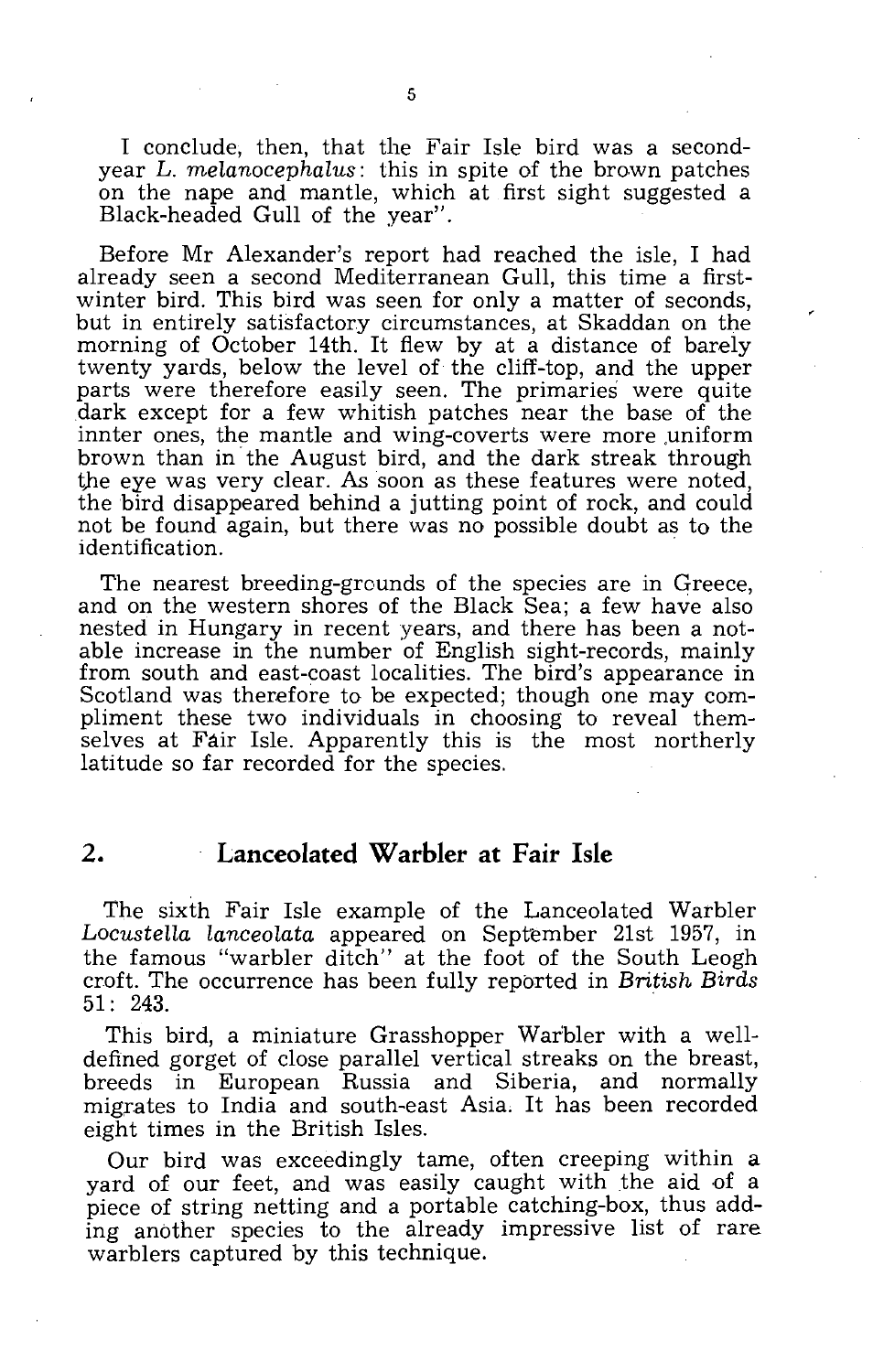I conclude, then, that the Fair Isle bird was a second-year *L. melanocephalus*: this in spite of the brown patches on the nape and mantle, which at first sight suggested a Black-headed Gull of the year".

Before Mr Alexander's report had reached the isle, I had already seen a second Mediterranean Gull, this time a first-winter bird. This bird was seen for only a matter of seconds, but in entirely satisfactory circumstances, at Skaddan on the morning of October 14th. It flew by at a distance of barely twenty yards, below the level of the cliff-top, and the upper parts were therefore easily seen. The primaries were quite dark except for a few whitish patches near the base of the innter ones, the mantle and wing-coverts were more uniform brown than in the August bird, and the dark streak through the eye was very clear. As soon as these features were noted, the bird disappeared behind a jutting point of rock, and could not be found again, but there was no possible doubt as to the identification.

The nearest breeding-grounds of the species are in Greece, and on the western shores of the Black Sea; a few have also nested in Hungary in recent years, and there has been a notable increase in the number of English sight-records, mainly from south and east-coast localities. The bird's appearance in Scotland was therefore to be expected; though one may compliment these two individuals in choosing to reveal themselves at Fair Isle. Apparently this is the most northerly latitude so far recorded for the species.

## 2. Lanceolated Warbler at Fair Isle

The sixth Fair Isle example of the Lanceolated Warbler *Locustella lanceolata* appeared on September 21st 1957, in the famous "warbler ditch" at the foot of the South Leogh croft. The occurrence has been fully reported in *British Birds* 51: 243.

This bird, a miniature Grasshopper Warbler with a well-defined gorget of close parallel vertical streaks on the breast, breeds in European Russia and Siberia, and normally migrates to India and south-east Asia. It has been recorded eight times in the British Isles.

Our bird was exceedingly tame, often creeping within a yard of our feet, and was easily caught with the aid of a piece of string netting and a portable catching-box, thus adding another species to the already impressive list of rare warblers captured by this technique.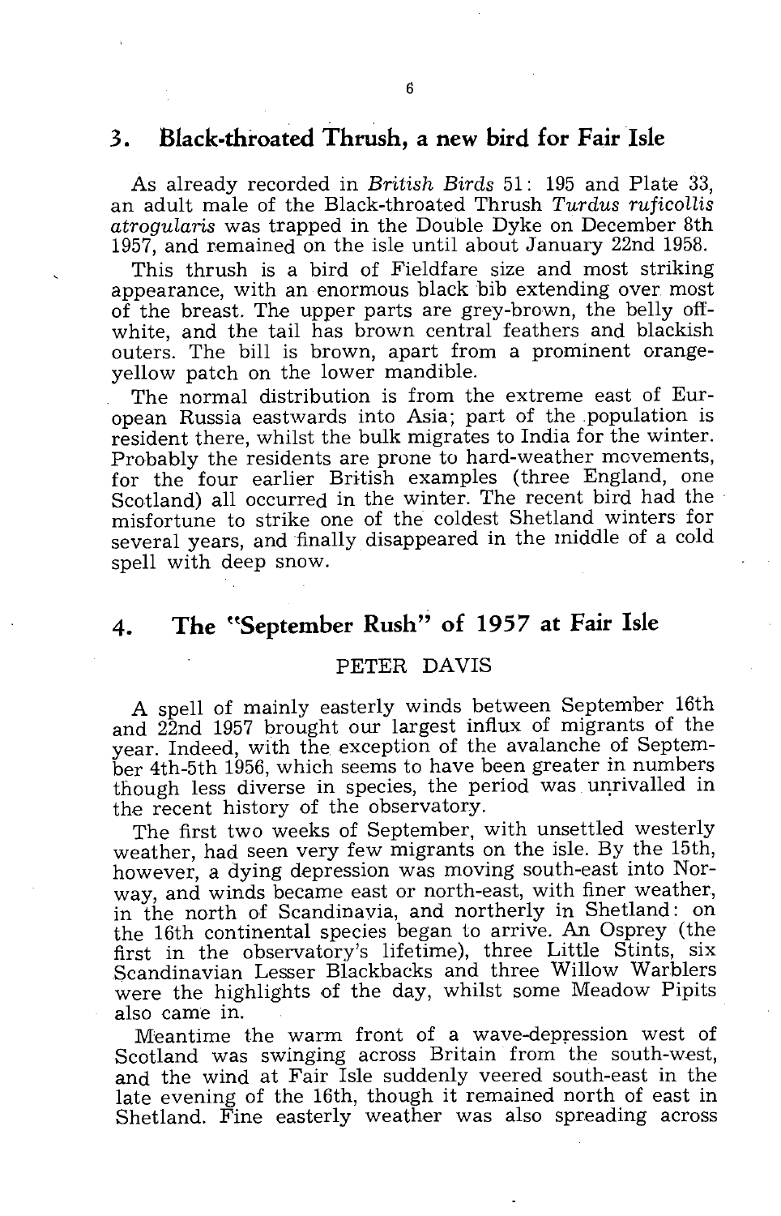## 3. Black-throated Thrush, a new bird for Fair Isle

As already recorded in *British Birds* 51: 195 and Plate 33, an adult male of the Black-throated Thrush *Turdus ruficollis atrogularis* was trapped in the Double Dyke on December 8th 1957, and remained on the isle until about January 22nd 1958.

This thrush is a bird of Fieldfare size and most striking appearance, with an enormous black bib extending over most of the breast. The upper parts are grey-brown, the belly off-white, and the tail has brown central feathers and blackish outers. The bill is brown, apart from a prominent orange-yellow patch on the lower mandible.

The normal distribution is from the extreme east of European Russia eastwards into Asia; part of the population is resident there, whilst the bulk migrates to India for the winter. Probably the residents are prone to hard-weather movements, for the four earlier British examples (three England, one Scotland) all occurred in the winter. The recent bird had the misfortune to strike one of the coldest Shetland winters for several years, and finally disappeared in the middle of a cold spell with deep snow.

## 4. The "September Rush" of 1957 at Fair Isle

PETER DAVIS

A spell of mainly easterly winds between September 16th and 22nd 1957 brought our largest influx of migrants of the year. Indeed, with the exception of the avalanche of September 4th-5th 1956, which seems to have been greater in numbers though less diverse in species, the period was unrivalled in the recent history of the observatory.

The first two weeks of September, with unsettled westerly weather, had seen very few migrants on the isle. By the 15th, however, a dying depression was moving south-east into Norway, and winds became east or north-east, with finer weather, in the north of Scandinavia, and northerly in Shetland: on the 16th continental species began to arrive. An Osprey (the first in the observatory's lifetime), three Little Stints, six Scandinavian Lesser Blackbacks and three Willow Warblers were the highlights of the day, whilst some Meadow Pipits also came in.

Meantime the warm front of a wave-depression west of Scotland was swinging across Britain from the south-west, and the wind at Fair Isle suddenly veered south-east in the late evening of the 16th, though it remained north of east in Shetland. Fine easterly weather was also spreading across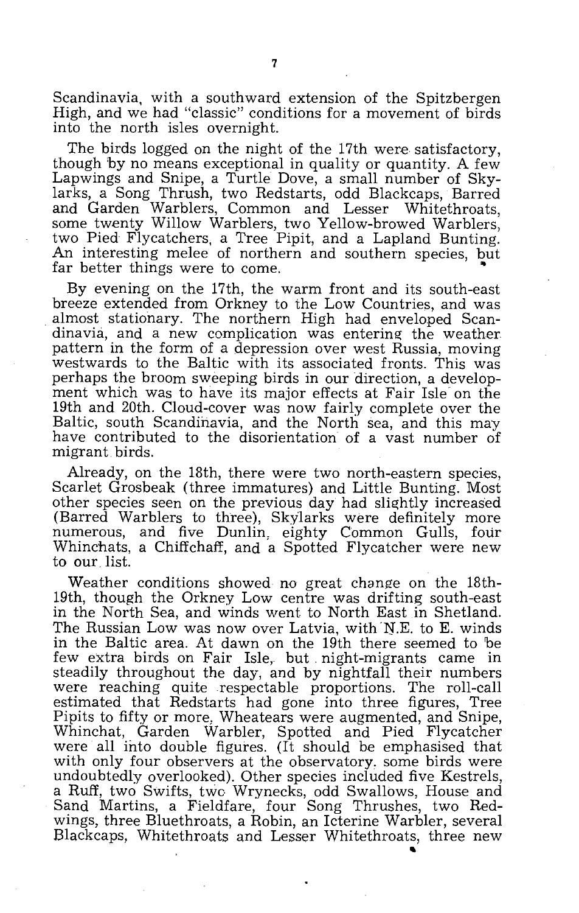Scandinavia, with a southward extension of the Spitzbergen High, and we had "classic" conditions for a movement of birds into the north isles overnight.

The birds logged on the night of the 17th were satisfactory, though by no means exceptional in quality or quantity. A few Lapwings and Snipe, a Turtle Dove, a small number of Skylarks, a Song Thrush, two Redstarts, odd Blackcaps, Barred and Garden Warblers, Common and Lesser Whitethroats, some twenty Willow Warblers, two Yellow-browed Warblers, two Pied Flycatchers, a Tree Pipit, and a Lapland Bunting. An interesting melee of northern and southern species, but far better things were to come.

By evening on the 17th, the warm front and its south-east breeze extended from Orkney to the Low Countries, and was almost stationary. The northern High had enveloped Scandinavia, and a new complication was entering the weather pattern in the form of a depression over west Russia, moving westwards to the Baltic with its associated fronts. This was perhaps the broom sweeping birds in our direction, a development which was to have its major effects at Fair Isle on the 19th and 20th. Cloud-cover was now fairly complete over the Baltic, south Scandinavia, and the North sea, and this may have contributed to the disorientation of a vast number of migrant birds.

Already, on the 18th, there were two north-eastern species, Scarlet Grosbeak (three immatures) and Little Bunting. Most other species seen on the previous day had slightly increased (Barred Warblers to three), Skylarks were definitely more numerous, and five Dunlin, eighty Common Gulls, four Whinchats, a Chiffchaff, and a Spotted Flycatcher were new to our list.

Weather conditions showed no great change on the 18th-19th, though the Orkney Low centre was drifting south-east in the North Sea, and winds went to North East in Shetland. The Russian Low was now over Latvia, with N.E. to E. winds in the Baltic area. At dawn on the 19th there seemed to be few extra birds on Fair Isle, but night-migrants came in steadily throughout the day, and by nightfall their numbers were reaching quite respectable proportions. The roll-call estimated that Redstarts had gone into three figures, Tree Pipits to fifty or more, Wheatears were augmented, and Snipe, Whinchat, Garden Warbler, Spotted and Pied Flycatcher were all into double figures. (It should be emphasised that with only four observers at the observatory. some birds were undoubtedly overlooked). Other species included five Kestrels, a Ruff, two Swifts, two Wrynecks, odd Swallows, House and Sand Martins, a Fieldfare, four Song Thrushes, two Redwings, three Bluethroats, a Robin, an Icterine Warbler, several Blackcaps, Whitethroats and Lesser Whitethroats, three new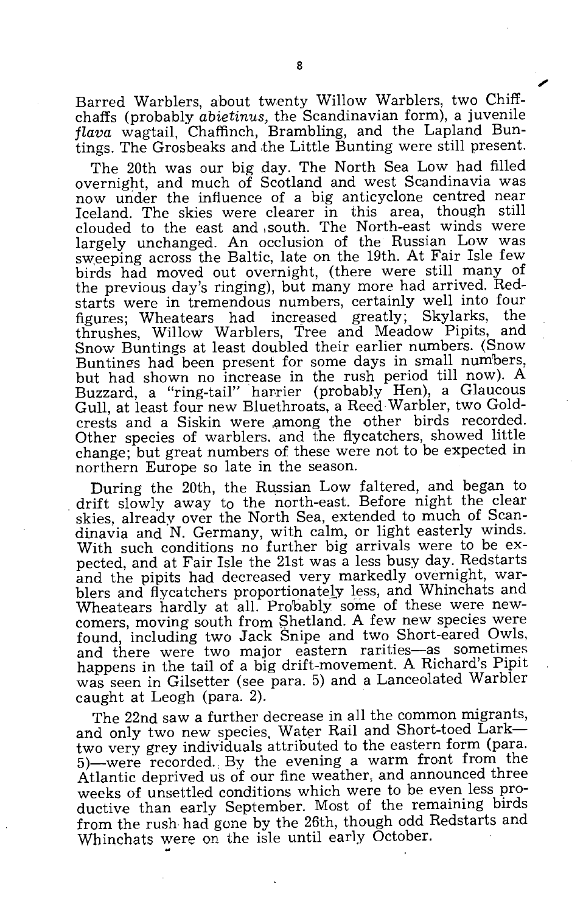Barred Warblers, about twenty Willow Warblers, two Chiffchaffs (probably *abietinus,* the Scandinavian form), a juvenile *flava* wagtail, Chaffinch, Brambling, and the Lapland Buntings. The Grosbeaks and the Little Bunting were still present.

The 20th was our big day. The North Sea Low had filled overnight, and much of Scotland and west Scandinavia was now under the influence of a big anticyclone centred near Iceland. The skies were clearer in this area, though still clouded to the east and south. The North-east winds were largely unchanged. An occlusion of the Russian Low was sweeping across the Baltic, late on the 19th. At Fair Isle few birds had moved out overnight, (there were still many of the previous day's ringing), but many more had arrived. Redstarts were in tremendous numbers, certainly well into four figures; Wheatears had increased greatly; Skylarks, the thrushes, Willow Warblers, Tree and Meadow Pipits, and Snow Buntings at least doubled their earlier numbers. (Snow Buntings had been present for some days in small numbers, but had shown no increase in the rush period till now). A Buzzard, a "ring-tail" harrier (probably Hen), a Glaucous Gull, at least four new Bluethroats, a Reed Warbler, two Goldcrests and a Siskin were among the other birds recorded. Other species of warblers. and the flycatchers, showed little change; but great numbers of these were not to be expected in northern Europe so late in the season.

During the 20th, the Russian Low faltered, and began to drift slowly away to the north-east. Before night the clear skies, already over the North Sea, extended to much of Scandinavia and N. Germany, with calm, or light easterly winds. With such conditions no further big arrivals were to be expected, and at Fair Isle the 21st was a less busy day. Redstarts and the pipits had decreased very markedly overnight, warblers and flycatchers proportionately less, and Whinchats and Wheatears hardly at all. Probably some of these were newcomers, moving south from Shetland. A few new species were found, including two Jack Snipe and two Short-eared Owls, and there were two major eastern rarities—as sometimes happens in the tail of a big drift-movement. A Richard's Pipit was seen in Gilsetter (see para. 5) and a Lanceolated Warbler caught at Leogh (para. 2).

The 22nd saw a further decrease in all the common migrants, and only two new species, Water Rail and Short-toed Lark—two very grey individuals attributed to the eastern form (para. 5)—were recorded. By the evening a warm front from the Atlantic deprived us of our fine weather, and announced three weeks of unsettled conditions which were to be even less productive than early September. Most of the remaining birds from the rush had gone by the 26th, though odd Redstarts and Whinchats were on the isle until early October.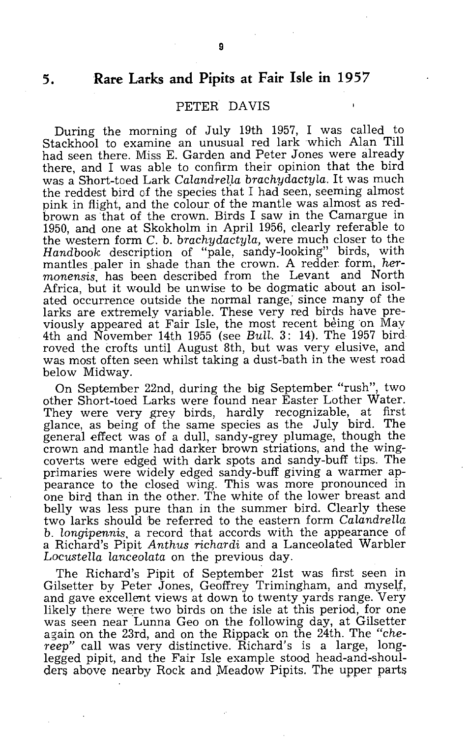## 5. Rare Larks and Pipits at Fair Isle in 1957

PETER DAVIS

During the morning of July 19th 1957, I was called to Stackhool to examine an unusual red lark which Alan Till had seen there. Miss E. Garden and Peter Jones were already there, and I was able to confirm their opinion that the bird was a Short-toed Lark *Calandrella brachydactyla*. It was much the reddest bird of the species that I had seen, seeming almost pink in flight, and the colour of the mantle was almost as red-brown as that of the crown. Birds I saw in the Camargue in 1950, and one at Skokholm in April 1956, clearly referable to the western form *C. b. brachydactyla*, were much closer to the *Handbook* description of "pale, sandy-looking" birds, with mantles paler in shade than the crown. A redder form, *hermonensis*, has been described from the Levant and North Africa, but it would be unwise to be dogmatic about an isolated occurrence outside the normal range, since many of the larks are extremely variable. These very red birds have previously appeared at Fair Isle, the most recent being on May 4th and November 14th 1955 (see *Bull.* 3: 14). The 1957 bird roved the crofts until August 8th, but was very elusive, and was most often seen whilst taking a dust-bath in the west road below Midway.

On September 22nd, during the big September "rush", two other Short-toed Larks were found near Easter Lother Water. They were very grey birds, hardly recognizable, at first glance, as being of the same species as the July bird. The general effect was of a dull, sandy-grey plumage, though the crown and mantle had darker brown striations, and the wing-coverts were edged with dark spots and sandy-buff tips. The primaries were widely edged sandy-buff giving a warmer appearance to the closed wing. This was more pronounced in one bird than in the other. The white of the lower breast and belly was less pure than in the summer bird. Clearly these two larks should be referred to the eastern form *Calandrella b. longipennis*, a record that accords with the appearance of a Richard's Pipit *Anthus richardi* and a Lanceolated Warbler *Locustella lanceolata* on the previous day.

The Richard's Pipit of September 21st was first seen in Gilsetter by Peter Jones, Geoffrey Trimingham, and myself, and gave excellent views at down to twenty yards range. Very likely there were two birds on the isle at this period, for one was seen near Lunna Geo on the following day, at Gilsetter again on the 23rd, and on the Rippack on the 24th. The "*che-reep*" call was very distinctive. Richard's is a large, long-legged pipit, and the Fair Isle example stood head-and-shoulders above nearby Rock and Meadow Pipits. The upper parts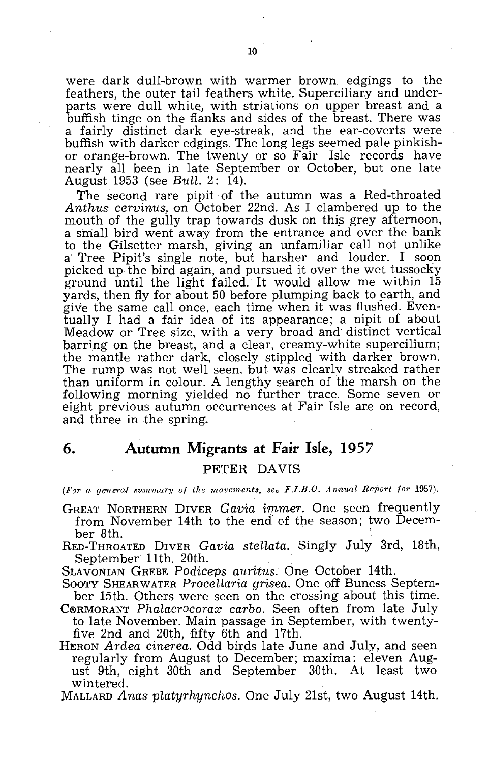were dark dull-brown with warmer brown edgings to the feathers, the outer tail feathers white. Superciliary and underparts were dull white, with striations on upper breast and a buffish tinge on the flanks and sides of the breast. There was a fairly distinct dark eye-streak, and the ear-coverts were buffish with darker edgings. The long legs seemed pale pinkish- or orange-brown. The twenty or so Fair Isle records have nearly all been in late September or October, but one late August 1953 (see *Bull.* 2: 14).

The second rare pipit of the autumn was a Red-throated *Anthus cervinus,* on October 22nd. As I clambered up to the mouth of the gully trap towards dusk on this grey afternoon, a small bird went away from the entrance and over the bank to the Gilsetter marsh, giving an unfamiliar call not unlike a Tree Pipit's single note, but harsher and louder. I soon picked up the bird again, and pursued it over the wet tussocky ground until the light failed. It would allow me within 15 yards, then fly for about 50 before plumping back to earth, and give the same call once, each time when it was flushed. Eventually I had a fair idea of its appearance; a pipit of about Meadow or Tree size, with a very broad and distinct vertical barring on the breast, and a clear, creamy-white supercilium; the mantle rather dark, closely stippled with darker brown. The rump was not well seen, but was clearly streaked rather than uniform in colour. A lengthy search of the marsh on the following morning yielded no further trace. Some seven or eight previous autumn occurrences at Fair Isle are on record, and three in the spring.

## 6. Autumn Migrants at Fair Isle, 1957

PETER DAVIS

*(For a general summary of the movements, see F.I.B.O. Annual Report for 1957).*

GREAT NORTHERN DIVER *Gavia immer*. One seen frequently from November 14th to the end of the season; two December 8th.

RED-THROATED DIVER *Gavia stellata*. Singly July 3rd, 18th, September 11th, 20th.

SLAVONIAN GREBE *Podiceps auritus*. One October 14th.

SOOTY SHEARWATER *Procellaria grisea*. One off Buness September 15th. Others were seen on the crossing about this time.

CORMORANT *Phalacrocorax carbo*. Seen often from late July to late November. Main passage in September, with twenty-five 2nd and 20th, fifty 6th and 17th.

HERON *Ardea cinerea*. Odd birds late June and July, and seen regularly from August to December; maxima: eleven August 9th, eight 30th and September 30th. At least two wintered.

MALLARD *Anas platyrhynchos*. One July 21st, two August 14th.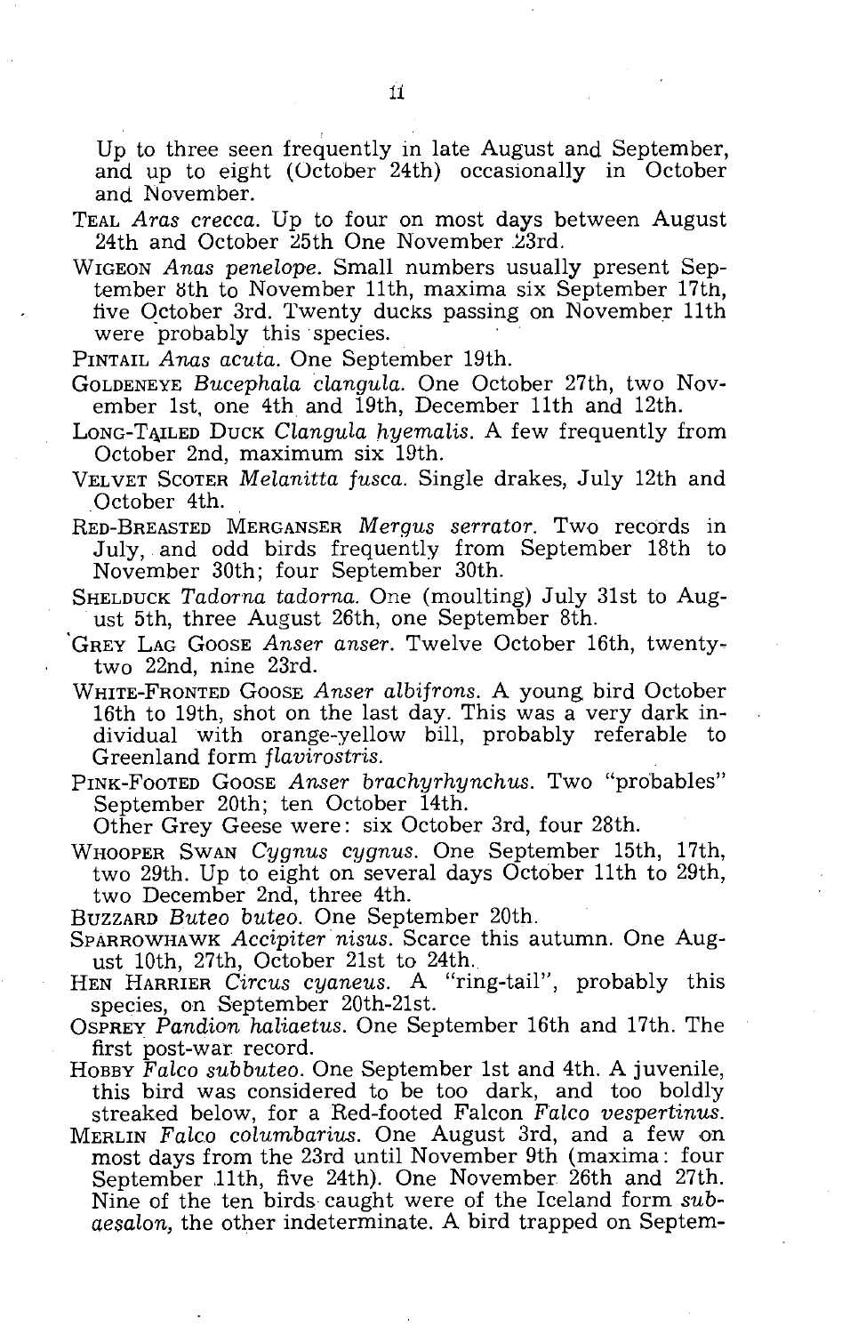Up to three seen frequently in late August and September, and up to eight (October 24th) occasionally in October and November.

TEAL *Aras crecca*. Up to four on most days between August 24th and October 25th One November 23rd.

WIGEON *Anas penelope*. Small numbers usually present September 8th to November 11th, maxima six September 17th, five October 3rd. Twenty ducks passing on November 11th were probably this species.

PINTAIL *Anas acuta*. One September 19th.

GOLDENEYE *Bucephala clangula*. One October 27th, two November 1st, one 4th and 19th, December 11th and 12th.

LONG-TAILED DUCK *Clangula hyemalis*. A few frequently from October 2nd, maximum six 19th.

VELVET SCOTER *Melanitta fusca*. Single drakes, July 12th and October 4th.

RED-BREASTED MERGANSER *Mergus serrator*. Two records in July, and odd birds frequently from September 18th to November 30th; four September 30th.

SHELDUCK *Tadorna tadorna*. One (moulting) July 31st to August 5th, three August 26th, one September 8th.

GREY LAG GOOSE *Anser anser*. Twelve October 16th, twenty-two 22nd, nine 23rd.

WHITE-FRONTED GOOSE *Anser albifrons*. A young bird October 16th to 19th, shot on the last day. This was a very dark individual with orange-yellow bill, probably referable to Greenland form *flavirostris*.

PINK-FOOTED GOOSE *Anser brachyrhynchus*. Two "probables" September 20th; ten October 14th.
Other Grey Geese were: six October 3rd, four 28th.

WHOOPER SWAN *Cygnus cygnus*. One September 15th, 17th, two 29th. Up to eight on several days October 11th to 29th, two December 2nd, three 4th.

BUZZARD *Buteo buteo*. One September 20th.

SPARROWHAWK *Accipiter nisus*. Scarce this autumn. One August 10th, 27th, October 21st to 24th.

HEN HARRIER *Circus cyaneus*. A "ring-tail", probably this species, on September 20th-21st.

OSPREY *Pandion haliaetus*. One September 16th and 17th. The first post-war record.

HOBBY *Falco subbuteo*. One September 1st and 4th. A juvenile, this bird was considered to be too dark, and too boldly streaked below, for a Red-footed Falcon *Falco vespertinus*.

MERLIN *Falco columbarius*. One August 3rd, and a few on most days from the 23rd until November 9th (maxima: four September 11th, five 24th). One November 26th and 27th. Nine of the ten birds caught were of the Iceland form *subaesalon*, the other indeterminate. A bird trapped on Septem-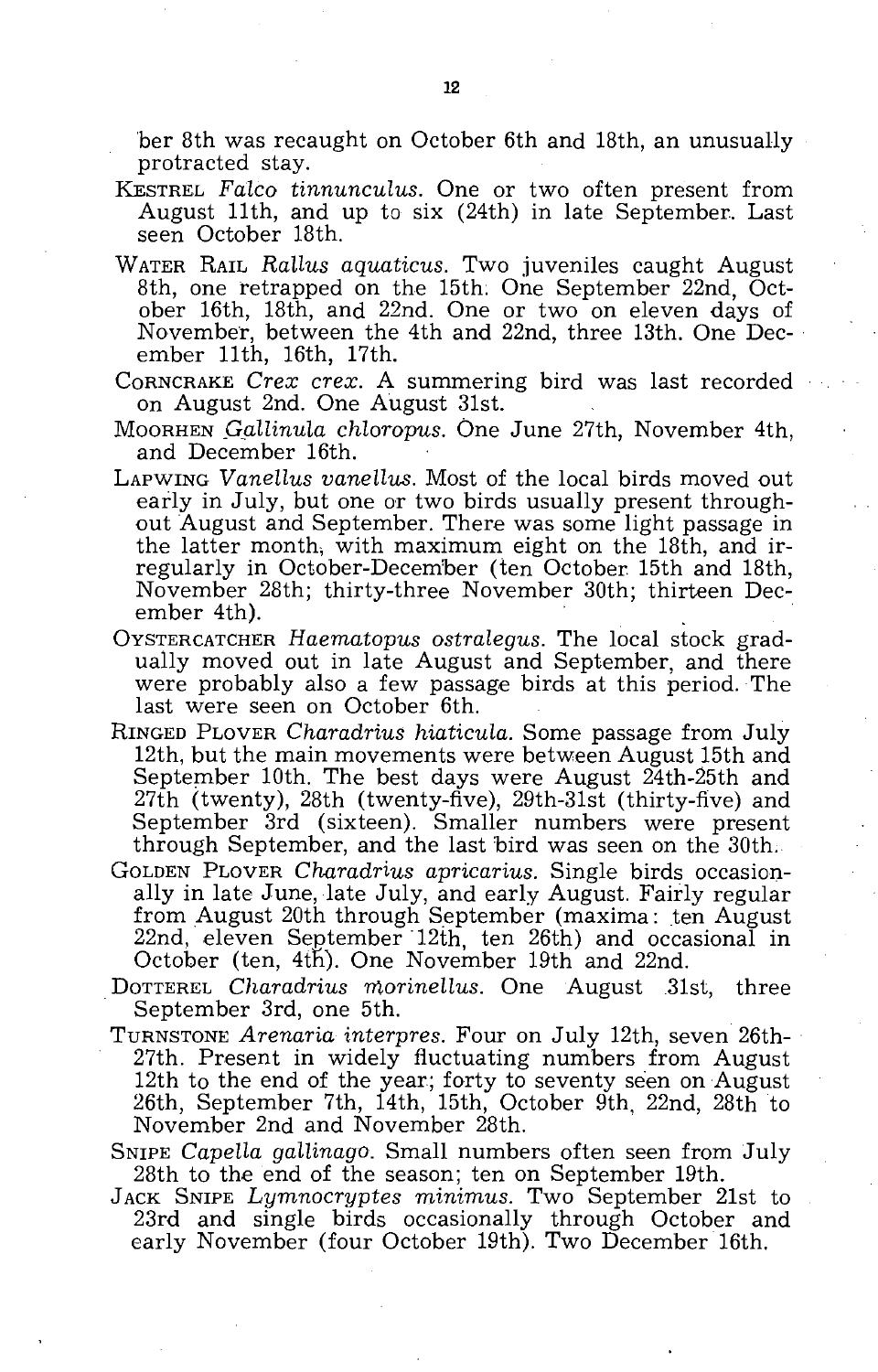ber 8th was recaught on October 6th and 18th, an unusually protracted stay.

KESTREL *Falco tinnunculus*. One or two often present from August 11th, and up to six (24th) in late September. Last seen October 18th.

WATER RAIL *Rallus aquaticus*. Two juveniles caught August 8th, one retrapped on the 15th. One September 22nd, October 16th, 18th, and 22nd. One or two on eleven days of November, between the 4th and 22nd, three 13th. One December 11th, 16th, 17th.

CORNCRAKE *Crex crex*. A summering bird was last recorded on August 2nd. One August 31st.

MOORHEN *Gallinula chloropus*. One June 27th, November 4th, and December 16th.

LAPWING *Vanellus vanellus*. Most of the local birds moved out early in July, but one or two birds usually present throughout August and September. There was some light passage in the latter month, with maximum eight on the 18th, and irregularly in October-December (ten October 15th and 18th, November 28th; thirty-three November 30th; thirteen December 4th).

OYSTERCATCHER *Haematopus ostralegus*. The local stock gradually moved out in late August and September, and there were probably also a few passage birds at this period. The last were seen on October 6th.

RINGED PLOVER *Charadrius hiaticula*. Some passage from July 12th, but the main movements were between August 15th and September 10th. The best days were August 24th-25th and 27th (twenty), 28th (twenty-five), 29th-31st (thirty-five) and September 3rd (sixteen). Smaller numbers were present through September, and the last bird was seen on the 30th.

GOLDEN PLOVER *Charadrius apricarius*. Single birds occasionally in late June, late July, and early August. Fairly regular from August 20th through September (maxima: ten August 22nd, eleven September 12th, ten 26th) and occasional in October (ten, 4th). One November 19th and 22nd.

DOTTEREL *Charadrius morinellus*. One August 31st, three September 3rd, one 5th.

TURNSTONE *Arenaria interpres*. Four on July 12th, seven 26th-27th. Present in widely fluctuating numbers from August 12th to the end of the year; forty to seventy seen on August 26th, September 7th, 14th, 15th, October 9th, 22nd, 28th to November 2nd and November 28th.

SNIPE *Capella gallinago*. Small numbers often seen from July 28th to the end of the season; ten on September 19th.

JACK SNIPE *Lymnocryptes minimus*. Two September 21st to 23rd and single birds occasionally through October and early November (four October 19th). Two December 16th.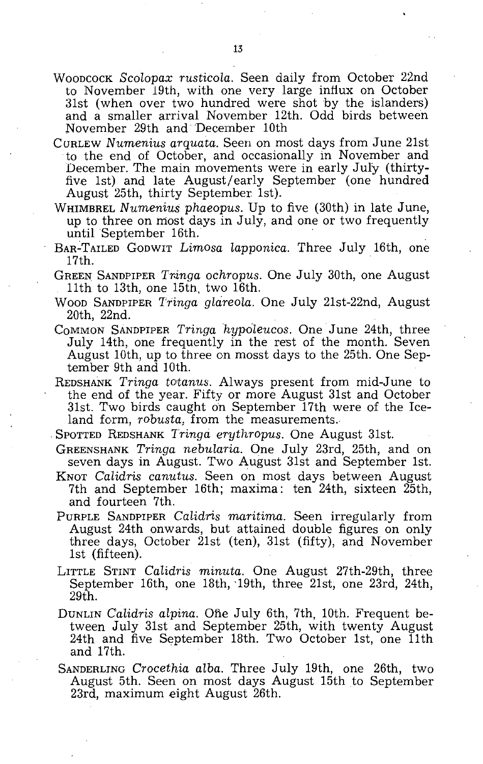WOODCOCK *Scolopax rusticola*. Seen daily from October 22nd to November 19th, with one very large influx on October 31st (when over two hundred were shot by the islanders) and a smaller arrival November 12th. Odd birds between November 29th and December 10th

CURLEW *Numenius arquata*. Seen on most days from June 21st to the end of October, and occasionally in November and December. The main movements were in early July (thirty-five 1st) and late August/early September (one hundred August 25th, thirty September 1st).

WHIMBREL *Numenius phaeopus*. Up to five (30th) in late June, up to three on most days in July, and one or two frequently until September 16th.

BAR-TAILED GODWIT *Limosa lapponica*. Three July 16th, one 17th.

GREEN SANDPIPER *Tringa ochropus*. One July 30th, one August 11th to 13th, one 15th, two 16th.

WOOD SANDPIPER *Tringa glareola*. One July 21st-22nd, August 20th, 22nd.

COMMON SANDPIPER *Tringa hypoleucos*. One June 24th, three July 14th, one frequently in the rest of the month. Seven August 10th, up to three on mosst days to the 25th. One September 9th and 10th.

REDSHANK *Tringa totanus*. Always present from mid-June to the end of the year. Fifty or more August 31st and October 31st. Two birds caught on September 17th were of the Iceland form, *robusta*, from the measurements.

SPOTTED REDSHANK *Tringa erythropus*. One August 31st.

GREENSHANK *Tringa nebularia*. One July 23rd, 25th, and on seven days in August. Two August 31st and September 1st.

KNOT *Calidris canutus*. Seen on most days between August 7th and September 16th; maxima: ten 24th, sixteen 25th, and fourteen 7th.

PURPLE SANDPIPER *Calidris maritima*. Seen irregularly from August 24th onwards, but attained double figures on only three days, October 21st (ten), 31st (fifty), and November 1st (fifteen).

LITTLE STINT *Calidris minuta*. One August 27th-29th, three September 16th, one 18th, 19th, three 21st, one 23rd, 24th, 29th.

DUNLIN *Calidris alpina*. One July 6th, 7th, 10th. Frequent between July 31st and September 25th, with twenty August 24th and five September 18th. Two October 1st, one 11th and 17th.

SANDERLING *Crocethia alba*. Three July 19th, one 26th, two August 5th. Seen on most days August 15th to September 23rd, maximum eight August 26th.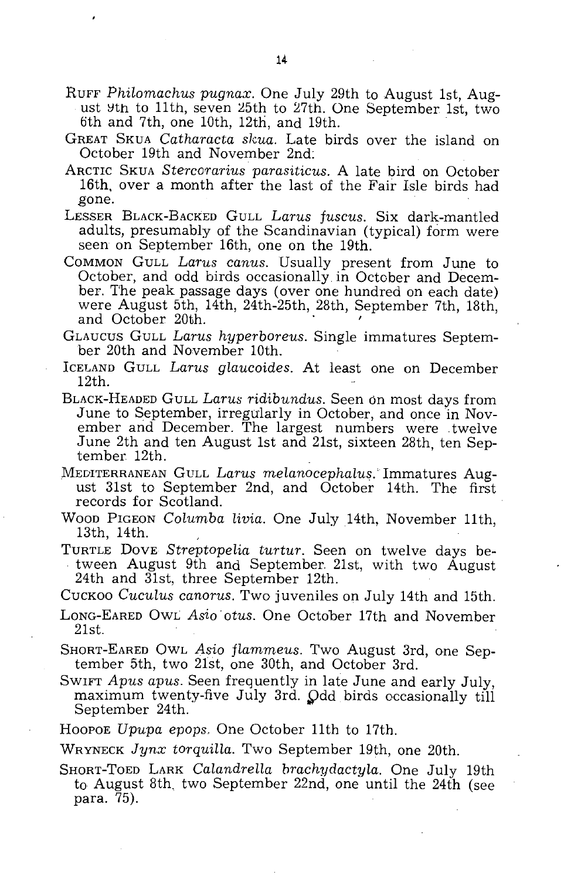RUFF *Philomachus pugnax*. One July 29th to August 1st, August 9th to 11th, seven 25th to 27th. One September 1st, two 6th and 7th, one 10th, 12th, and 19th.

GREAT SKUA *Catharacta skua*. Late birds over the island on October 19th and November 2nd.

ARCTIC SKUA *Stercorarius parasiticus*. A late bird on October 16th, over a month after the last of the Fair Isle birds had gone.

LESSER BLACK-BACKED GULL *Larus fuscus*. Six dark-mantled adults, presumably of the Scandinavian (typical) form were seen on September 16th, one on the 19th.

COMMON GULL *Larus canus*. Usually present from June to October, and odd birds occasionally in October and December. The peak passage days (over one hundred on each date) were August 5th, 14th, 24th-25th, 28th, September 7th, 18th, and October 20th.

GLAUCUS GULL *Larus hyperboreus*. Single immatures September 20th and November 10th.

ICELAND GULL *Larus glaucoides*. At least one on December 12th.

BLACK-HEADED GULL *Larus ridibundus*. Seen on most days from June to September, irregularly in October, and once in November and December. The largest numbers were twelve June 2th and ten August 1st and 21st, sixteen 28th, ten September 12th.

MEDITERRANEAN GULL *Larus melanocephalus*. Immatures August 31st to September 2nd, and October 14th. The first records for Scotland.

WOOD PIGEON *Columba livia*. One July 14th, November 11th, 13th, 14th.

TURTLE DOVE *Streptopelia turtur*. Seen on twelve days between August 9th and September 21st, with two August 24th and 31st, three September 12th.

CUCKOO *Cuculus canorus*. Two juveniles on July 14th and 15th.

LONG-EARED OWL *Asio otus*. One October 17th and November 21st.

SHORT-EARED OWL *Asio flammeus*. Two August 3rd, one September 5th, two 21st, one 30th, and October 3rd.

SWIFT *Apus apus*. Seen frequently in late June and early July, maximum twenty-five July 3rd. Odd birds occasionally till September 24th.

HOOPOE *Upupa epops*. One October 11th to 17th.

WRYNECK *Jynx torquilla*. Two September 19th, one 20th.

SHORT-TOED LARK *Calandrella brachydactyla*. One July 19th to August 8th, two September 22nd, one until the 24th (see para. 75).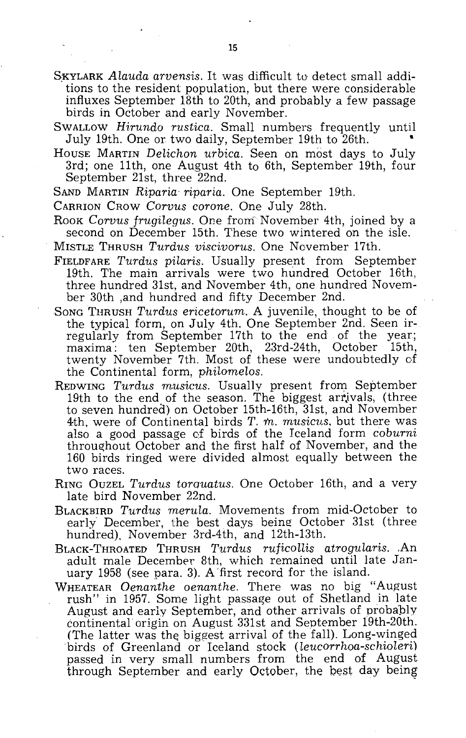SKYLARK *Alauda arvensis*. It was difficult to detect small additions to the resident population, but there were considerable influxes September 18th to 20th, and probably a few passage birds in October and early November.

SWALLOW *Hirundo rustica*. Small numbers frequently until July 19th. One or two daily, September 19th to 26th.

HOUSE MARTIN *Delichon urbica*. Seen on most days to July 3rd; one 11th, one August 4th to 6th, September 19th, four September 21st, three 22nd.

SAND MARTIN *Riparia riparia*. One September 19th.

CARRION CROW *Corvus corone*. One July 28th.

ROOK *Corvus frugilegus*. One from November 4th, joined by a second on December 15th. These two wintered on the isle.

MISTLE THRUSH *Turdus viscivorus*. One November 17th.

FIELDFARE *Turdus pilaris*. Usually present from September 19th. The main arrivals were two hundred October 16th, three hundred 31st, and November 4th, one hundred November 30th ,and hundred and fifty December 2nd.

SONG THRUSH *Turdus ericetorum*. A juvenile, thought to be of the typical form, on July 4th. One September 2nd. Seen irregularly from September 17th to the end of the year; maxima: ten September 20th, 23rd-24th, October 15th, twenty November 7th. Most of these were undoubtedly of the Continental form, *philomelos*.

REDWING *Turdus musicus*. Usually present from September 19th to the end of the season. The biggest arrivals, (three to seven hundred) on October 15th-16th, 31st, and November 4th, were of Continental birds *T. m. musicus*, but there was also a good passage of birds of the Iceland form *coburni* throughout October and the first half of November, and the 160 birds ringed were divided almost equally between the two races.

RING OUZEL *Turdus torquatus*. One October 16th, and a very late bird November 22nd.

BLACKBIRD *Turdus merula*. Movements from mid-October to early December, the best days being October 31st (three hundred), November 3rd-4th, and 12th-13th.

BLACK-THROATED THRUSH *Turdus ruficollis atrogularis*. An adult male December 8th, which remained until late January 1958 (see para. 3). A first record for the island.

WHEATEAR *Oenanthe oenanthe*. There was no big "August rush" in 1957. Some light passage out of Shetland in late August and early September, and other arrivals of probably continental origin on August 331st and September 19th-20th. (The latter was the biggest arrival of the fall). Long-winged birds of Greenland or Iceland stock (*leucorrhoa-schioleri*) passed in very small numbers from the end of August through September and early October, the best day being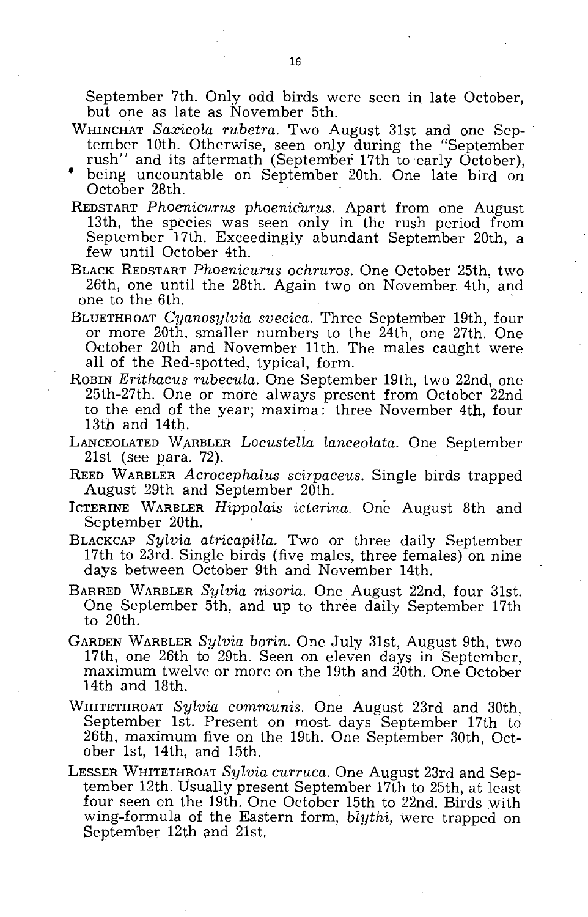September 7th. Only odd birds were seen in late October, but one as late as November 5th.

WHINCHAT *Saxicola rubetra.* Two August 31st and one September 10th. Otherwise, seen only during the "September rush" and its aftermath (September 17th to early October), being uncountable on September 20th. One late bird on October 28th.

REDSTART *Phoenicurus phoenicurus.* Apart from one August 13th, the species was seen only in the rush period from September 17th. Exceedingly abundant September 20th, a few until October 4th.

BLACK REDSTART *Phoenicurus ochruros.* One October 25th, two 26th, one until the 28th. Again two on November 4th, and one to the 6th.

BLUETHROAT *Cyanosylvia svecica.* Three September 19th, four or more 20th, smaller numbers to the 24th, one 27th. One October 20th and November 11th. The males caught were all of the Red-spotted, typical, form.

ROBIN *Erithacus rubecula.* One September 19th, two 22nd, one 25th-27th. One or more always present from October 22nd to the end of the year; maxima: three November 4th, four 13th and 14th.

LANCEOLATED WARBLER *Locustella lanceolata.* One September 21st (see para. 72).

REED WARBLER *Acrocephalus scirpaceus.* Single birds trapped August 29th and September 20th.

ICTERINE WARBLER *Hippolais icterina.* One August 8th and September 20th.

BLACKCAP *Sylvia atricapilla.* Two or three daily September 17th to 23rd. Single birds (five males, three females) on nine days between October 9th and November 14th.

BARRED WARBLER *Sylvia nisoria.* One August 22nd, four 31st. One September 5th, and up to three daily September 17th to 20th.

GARDEN WARBLER *Sylvia borin.* One July 31st, August 9th, two 17th, one 26th to 29th. Seen on eleven days in September, maximum twelve or more on the 19th and 20th. One October 14th and 18th.

WHITETHROAT *Sylvia communis.* One August 23rd and 30th, September 1st. Present on most days September 17th to 26th, maximum five on the 19th. One September 30th, October 1st, 14th, and 15th.

LESSER WHITETHROAT *Sylvia curruca.* One August 23rd and September 12th. Usually present September 17th to 25th, at least four seen on the 19th. One October 15th to 22nd. Birds with wing-formula of the Eastern form, *blythi,* were trapped on September 12th and 21st.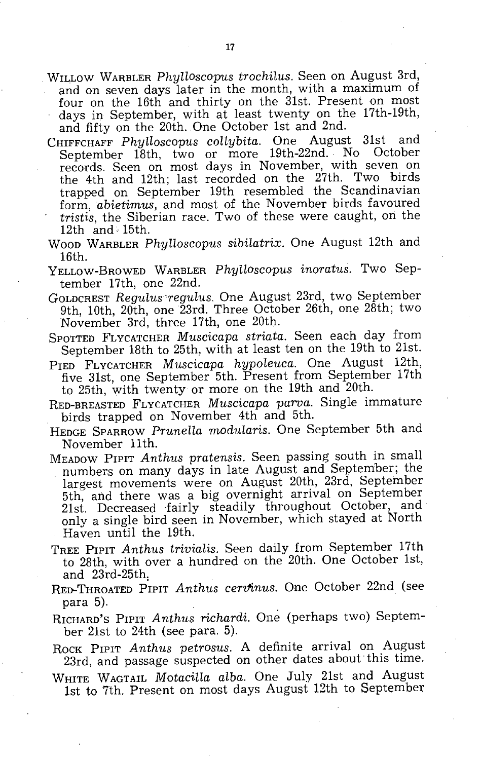WILLOW WARBLER *Phylloscopus trochilus*. Seen on August 3rd, and on seven days later in the month, with a maximum of four on the 16th and thirty on the 31st. Present on most days in September, with at least twenty on the 17th-19th, and fifty on the 20th. One October 1st and 2nd.

CHIFFCHAFF *Phylloscopus collybita*. One August 31st and September 18th, two or more 19th-22nd. No October records. Seen on most days in November, with seven on the 4th and 12th; last recorded on the 27th. Two birds trapped on September 19th resembled the Scandinavian form, *abietimus*, and most of the November birds favoured *tristis*, the Siberian race. Two of these were caught, on the 12th and 15th.

WOOD WARBLER *Phylloscopus sibilatrix*. One August 12th and 16th.

YELLOW-BROWED WARBLER *Phylloscopus inoratus*. Two September 17th, one 22nd.

GOLDCREST *Regulus regulus*. One August 23rd, two September 9th, 10th, 20th, one 23rd. Three October 26th, one 28th; two November 3rd, three 17th, one 20th.

SPOTTED FLYCATCHER *Muscicapa striata*. Seen each day from September 18th to 25th, with at least ten on the 19th to 21st.

PIED FLYCATCHER *Muscicapa hypoleuca*. One August 12th, five 31st, one September 5th. Present from September 17th to 25th, with twenty or more on the 19th and 20th.

RED-BREASTED FLYCATCHER *Muscicapa parva*. Single immature birds trapped on November 4th and 5th.

HEDGE SPARROW *Prunella modularis*. One September 5th and November 11th.

MEADOW PIPIT *Anthus pratensis*. Seen passing south in small numbers on many days in late August and September; the largest movements were on August 20th, 23rd, September 5th, and there was a big overnight arrival on September 21st. Decreased fairly steadily throughout October, and only a single bird seen in November, which stayed at North Haven until the 19th.

TREE PIPIT *Anthus trivialis*. Seen daily from September 17th to 28th, with over a hundred on the 20th. One October 1st, and 23rd-25th.

RED-THROATED PIPIT *Anthus cervinus*. One October 22nd (see para 5).

RICHARD'S PIPIT *Anthus richardi*. One (perhaps two) September 21st to 24th (see para. 5).

ROCK PIPIT *Anthus petrosus*. A definite arrival on August 23rd, and passage suspected on other dates about this time.

WHITE WAGTAIL *Motacilla alba*. One July 21st and August 1st to 7th. Present on most days August 12th to September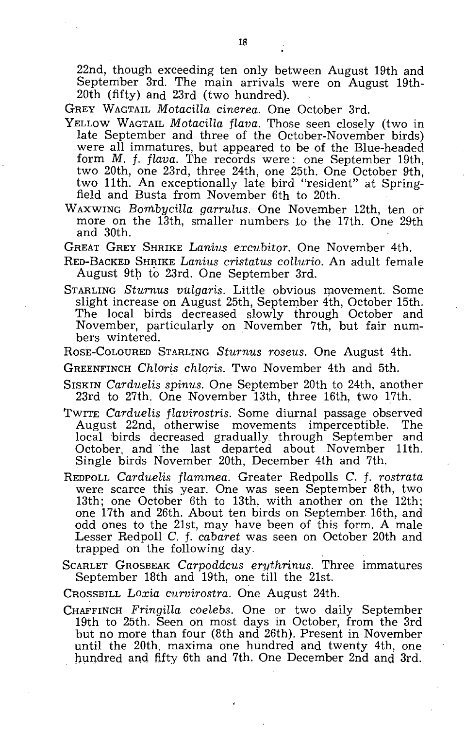22nd, though exceeding ten only between August 19th and September 3rd. The main arrivals were on August 19th-20th (fifty) and 23rd (two hundred).

GREY WAGTAIL *Motacilla cinerea*. One October 3rd.

YELLOW WAGTAIL *Motacilla flava*. Those seen closely (two in late September and three of the October-November birds) were all immatures, but appeared to be of the Blue-headed form *M. f. flava*. The records were: one September 19th, two 20th, one 23rd, three 24th, one 25th. One October 9th, two 11th. An exceptionally late bird "resident" at Springfield and Busta from November 6th to 20th.

WAXWING *Bombycilla garrulus*. One November 12th, ten or more on the 13th, smaller numbers to the 17th. One 29th and 30th.

GREAT GREY SHRIKE *Lanius excubitor*. One November 4th.

RED-BACKED SHRIKE *Lanius cristatus collurio*. An adult female August 9th to 23rd. One September 3rd.

STARLING *Sturnus vulgaris*. Little obvious movement. Some slight increase on August 25th, September 4th, October 15th. The local birds decreased slowly through October and November, particularly on November 7th, but fair numbers wintered.

ROSE-COLOURED STARLING *Sturnus roseus*. One August 4th.

GREENFINCH *Chloris chloris*. Two November 4th and 5th.

SISKIN *Carduelis spinus*. One September 20th to 24th, another 23rd to 27th. One November 13th, three 16th, two 17th.

TWITE *Carduelis flavirostris*. Some diurnal passage observed August 22nd, otherwise movements imperceptible. The local birds decreased gradually through September and October, and the last departed about November 11th. Single birds November 20th, December 4th and 7th.

REDPOLL *Carduelis flammea*. Greater Redpolls *C. f. rostrata* were scarce this year. One was seen September 8th, two 13th; one October 6th to 13th, with another on the 12th; one 17th and 26th. About ten birds on September 16th, and odd ones to the 21st, may have been of this form. A male Lesser Redpoll *C. f. cabaret* was seen on October 20th and trapped on the following day.

SCARLET GROSBEAK *Carpodacus erythrinus*. Three immatures September 18th and 19th, one till the 21st.

CROSSBILL *Loxia curvirostra*. One August 24th.

CHAFFINCH *Fringilla coelebs*. One or two daily September 19th to 25th. Seen on most days in October, from the 3rd but no more than four (8th and 26th). Present in November until the 20th, maxima one hundred and twenty 4th, one hundred and fifty 6th and 7th. One December 2nd and 3rd.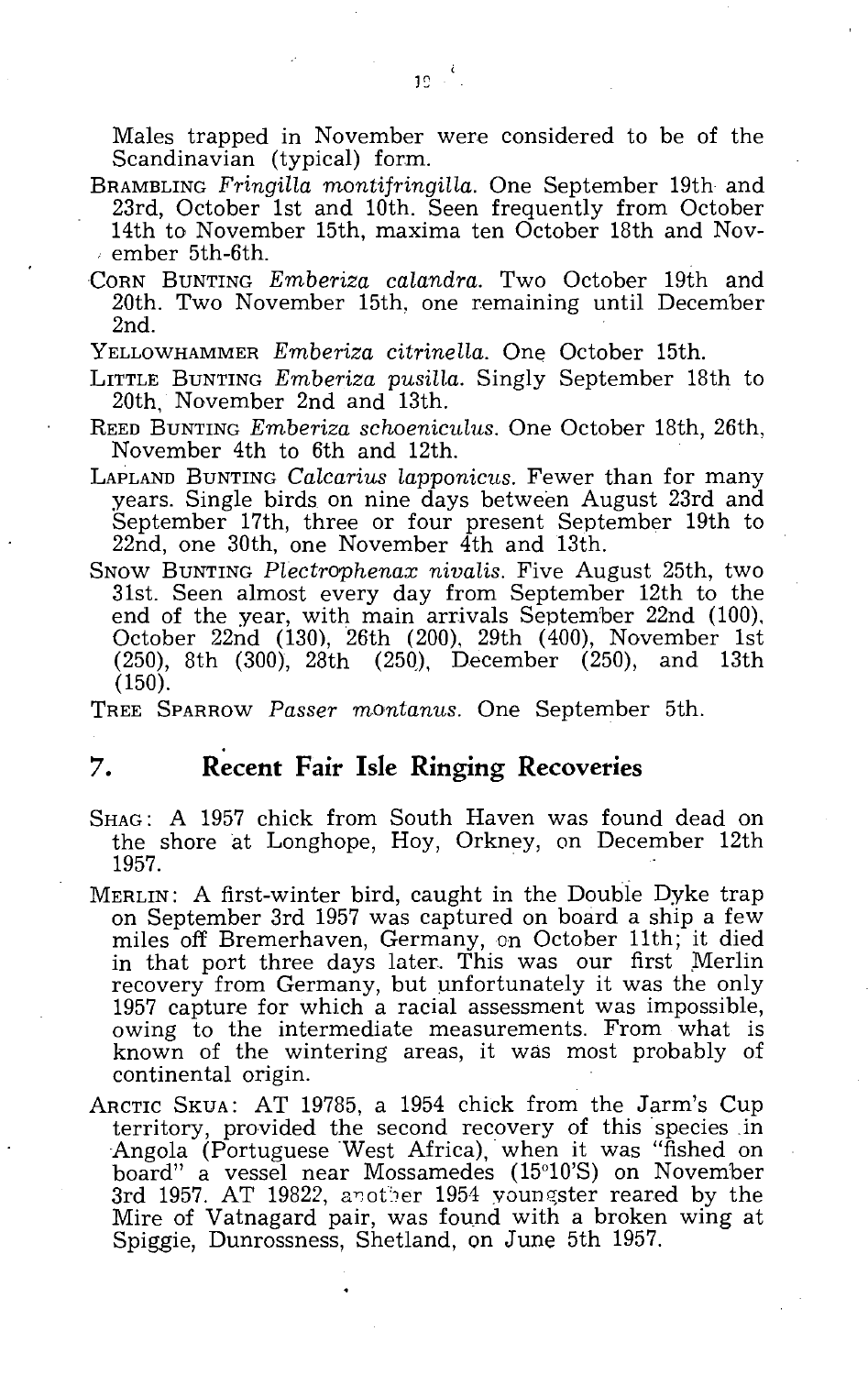Males trapped in November were considered to be of the Scandinavian (typical) form.

BRAMBLING *Fringilla montifringilla.* One September 19th and 23rd, October 1st and 10th. Seen frequently from October 14th to November 15th, maxima ten October 18th and November 5th-6th.

CORN BUNTING *Emberiza calandra.* Two October 19th and 20th. Two November 15th, one remaining until December 2nd.

YELLOWHAMMER *Emberiza citrinella.* One October 15th.

LITTLE BUNTING *Emberiza pusilla.* Singly September 18th to 20th, November 2nd and 13th.

REED BUNTING *Emberiza schoeniculus.* One October 18th, 26th, November 4th to 6th and 12th.

LAPLAND BUNTING *Calcarius lapponicus.* Fewer than for many years. Single birds on nine days between August 23rd and September 17th, three or four present September 19th to 22nd, one 30th, one November 4th and 13th.

SNOW BUNTING *Plectrophenax nivalis.* Five August 25th, two 31st. Seen almost every day from September 12th to the end of the year, with main arrivals September 22nd (100), October 22nd (130), 26th (200), 29th (400), November 1st (250), 8th (300), 28th (250), December (250), and 13th (150).

TREE SPARROW *Passer montanus.* One September 5th.

## 7. Recent Fair Isle Ringing Recoveries

SHAG: A 1957 chick from South Haven was found dead on the shore at Longhope, Hoy, Orkney, on December 12th 1957.

MERLIN: A first-winter bird, caught in the Double Dyke trap on September 3rd 1957 was captured on board a ship a few miles off Bremerhaven, Germany, on October 11th; it died in that port three days later. This was our first Merlin recovery from Germany, but unfortunately it was the only 1957 capture for which a racial assessment was impossible, owing to the intermediate measurements. From what is known of the wintering areas, it was most probably of continental origin.

ARCTIC SKUA: AT 19785, a 1954 chick from the Jarm's Cup territory, provided the second recovery of this species in Angola (Portuguese West Africa), when it was "fished on board" a vessel near Mossamedes (15°10'S) on November 3rd 1957. AT 19822, another 1954 youngster reared by the Mire of Vatnagard pair, was found with a broken wing at Spiggie, Dunrossness, Shetland, on June 5th 1957.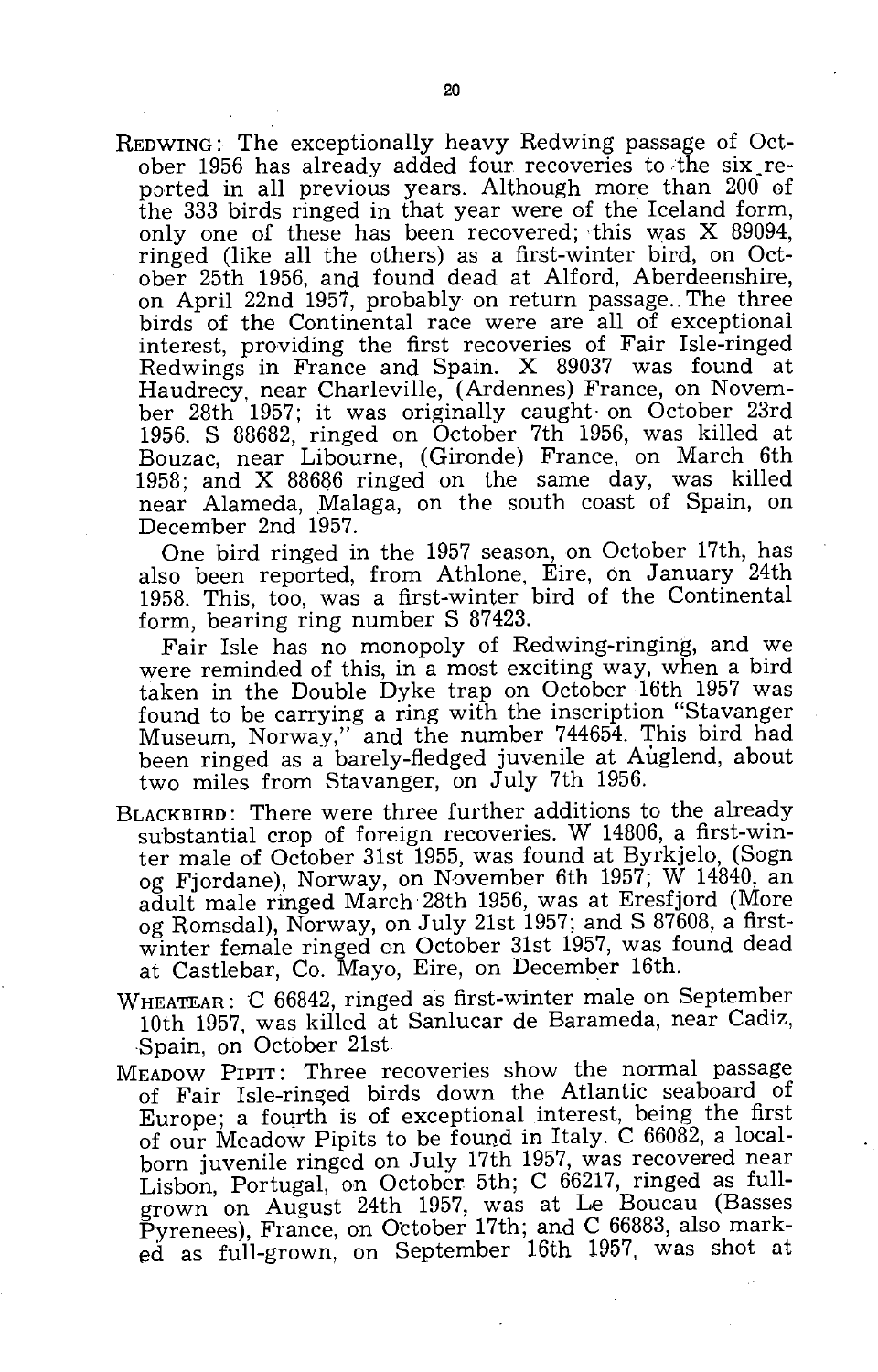REDWING: The exceptionally heavy Redwing passage of October 1956 has already added four recoveries to the six reported in all previous years. Although more than 200 of the 333 birds ringed in that year were of the Iceland form, only one of these has been recovered; this was X 89094, ringed (like all the others) as a first-winter bird, on October 25th 1956, and found dead at Alford, Aberdeenshire, on April 22nd 1957, probably on return passage. The three birds of the Continental race were are all of exceptional interest, providing the first recoveries of Fair Isle-ringed Redwings in France and Spain. X 89037 was found at Haudrecy, near Charleville, (Ardennes) France, on November 28th 1957; it was originally caught on October 23rd 1956. S 88682, ringed on October 7th 1956, was killed at Bouzac, near Libourne, (Gironde) France, on March 6th 1958; and X 88686 ringed on the same day, was killed near Alameda, Malaga, on the south coast of Spain, on December 2nd 1957.

One bird ringed in the 1957 season, on October 17th, has also been reported, from Athlone, Eire, on January 24th 1958. This, too, was a first-winter bird of the Continental form, bearing ring number S 87423.

Fair Isle has no monopoly of Redwing-ringing, and we were reminded of this, in a most exciting way, when a bird taken in the Double Dyke trap on October 16th 1957 was found to be carrying a ring with the inscription "Stavanger Museum, Norway," and the number 744654. This bird had been ringed as a barely-fledged juvenile at Auglend, about two miles from Stavanger, on July 7th 1956.

BLACKBIRD: There were three further additions to the already substantial crop of foreign recoveries. W 14806, a first-winter male of October 31st 1955, was found at Byrkjelo, (Sogn og Fjordane), Norway, on November 6th 1957; W 14840, an adult male ringed March 28th 1956, was at Eresfjord (More og Romsdal), Norway, on July 21st 1957; and S 87608, a first-winter female ringed on October 31st 1957, was found dead at Castlebar, Co. Mayo, Eire, on December 16th.

WHEATEAR: C 66842, ringed as first-winter male on September 10th 1957, was killed at Sanlucar de Barameda, near Cadiz, Spain, on October 21st.

MEADOW PIPIT: Three recoveries show the normal passage of Fair Isle-ringed birds down the Atlantic seaboard of Europe; a fourth is of exceptional interest, being the first of our Meadow Pipits to be found in Italy. C 66082, a local-born juvenile ringed on July 17th 1957, was recovered near Lisbon, Portugal, on October 5th; C 66217, ringed as full-grown on August 24th 1957, was at Le Boucau (Basses Pyrenees), France, on October 17th; and C 66883, also marked as full-grown, on September 16th 1957, was shot at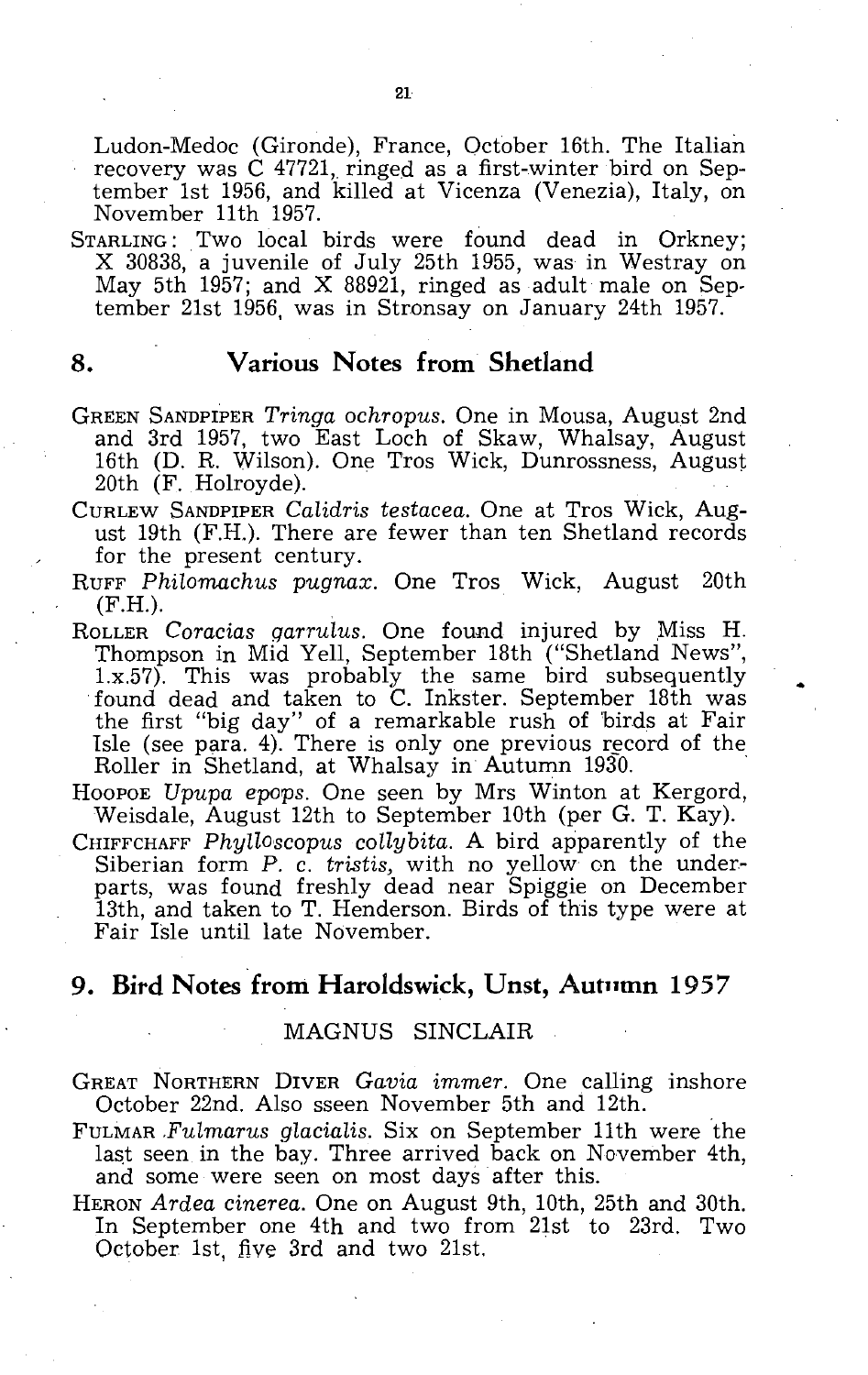Ludon-Medoc (Gironde), France, October 16th. The Italian recovery was C 47721, ringed as a first-winter bird on September 1st 1956, and killed at Vicenza (Venezia), Italy, on November 11th 1957.

STARLING: Two local birds were found dead in Orkney; X 30838, a juvenile of July 25th 1955, was in Westray on May 5th 1957; and X 88921, ringed as adult male on September 21st 1956, was in Stronsay on January 24th 1957.

## 8. Various Notes from Shetland

GREEN SANDPIPER *Tringa ochropus*. One in Mousa, August 2nd and 3rd 1957, two East Loch of Skaw, Whalsay, August 16th (D. R. Wilson). One Tros Wick, Dunrossness, August 20th (F. Holroyde).

CURLEW SANDPIPER *Calidris testacea*. One at Tros Wick, August 19th (F.H.). There are fewer than ten Shetland records for the present century.

RUFF *Philomachus pugnax*. One Tros Wick, August 20th (F.H.).

ROLLER *Coracias garrulus*. One found injured by Miss H. Thompson in Mid Yell, September 18th ("Shetland News", 1.x.57). This was probably the same bird subsequently found dead and taken to C. Inkster. September 18th was the first "big day" of a remarkable rush of birds at Fair Isle (see para. 4). There is only one previous record of the Roller in Shetland, at Whalsay in Autumn 1930.

HOOPOE *Upupa epops*. One seen by Mrs Winton at Kergord, Weisdale, August 12th to September 10th (per G. T. Kay).

CHIFFCHAFF *Phylloscopus collybita*. A bird apparently of the Siberian form *P. c. tristis*, with no yellow on the underparts, was found freshly dead near Spiggie on December 13th, and taken to T. Henderson. Birds of this type were at Fair Isle until late November.

## 9. Bird Notes from Haroldswick, Unst, Autumn 1957

MAGNUS SINCLAIR

GREAT NORTHERN DIVER *Gavia immer*. One calling inshore October 22nd. Also sseen November 5th and 12th.

FULMAR *Fulmarus glacialis*. Six on September 11th were the last seen in the bay. Three arrived back on November 4th, and some were seen on most days after this.

HERON *Ardea cinerea*. One on August 9th, 10th, 25th and 30th. In September one 4th and two from 21st to 23rd. Two October 1st, five 3rd and two 21st.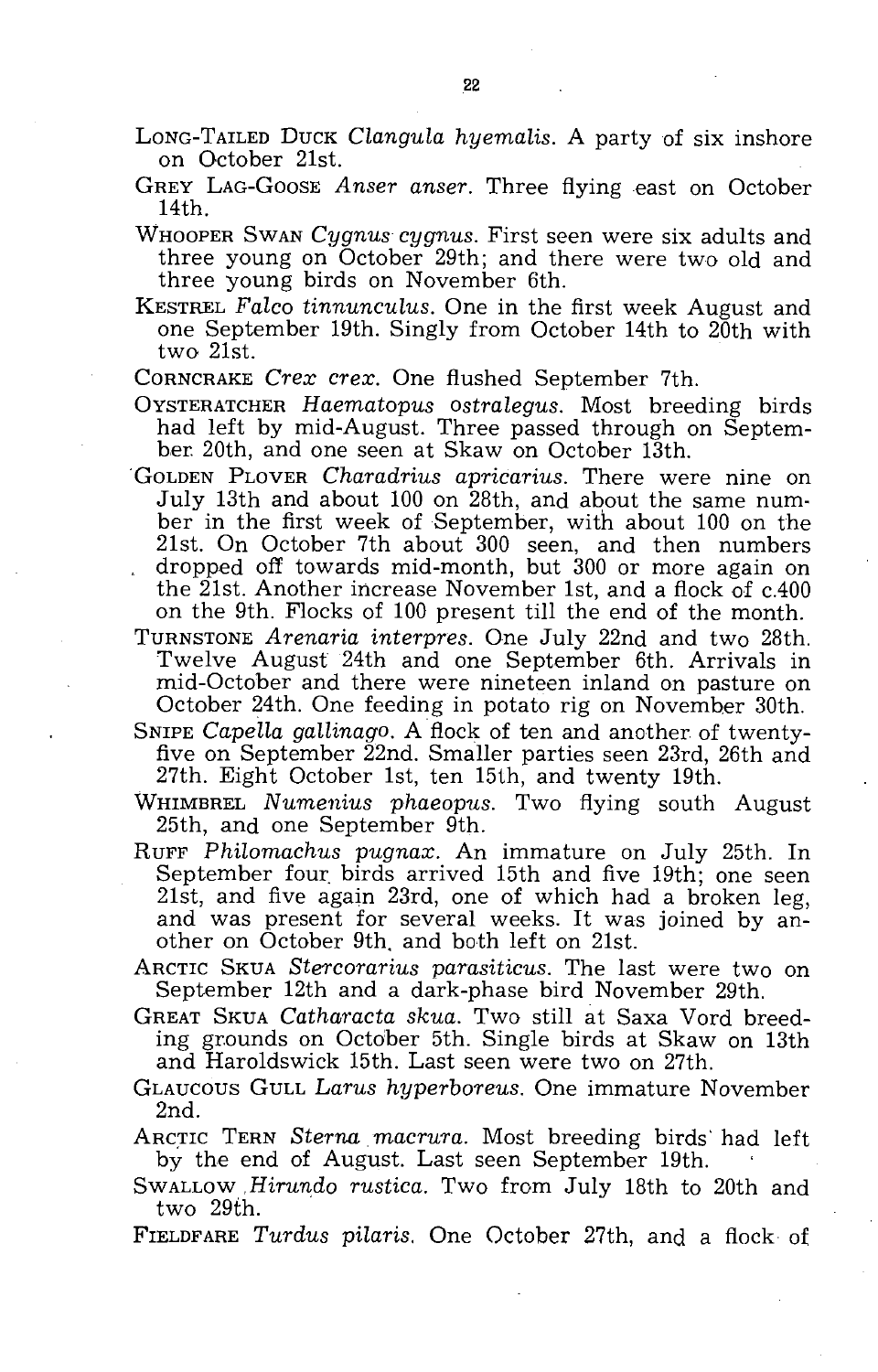LONG-TAILED DUCK *Clangula hyemalis*. A party of six inshore on October 21st.

GREY LAG-GOOSE *Anser anser*. Three flying east on October 14th.

WHOOPER SWAN *Cygnus cygnus*. First seen were six adults and three young on October 29th; and there were two old and three young birds on November 6th.

KESTREL *Falco tinnunculus*. One in the first week August and one September 19th. Singly from October 14th to 20th with two 21st.

CORNCRAKE *Crex crex*. One flushed September 7th.

OYSTERATCHER *Haematopus ostralegus*. Most breeding birds had left by mid-August. Three passed through on September 20th, and one seen at Skaw on October 13th.

GOLDEN PLOVER *Charadrius apricarius*. There were nine on July 13th and about 100 on 28th, and about the same number in the first week of September, with about 100 on the 21st. On October 7th about 300 seen, and then numbers dropped off towards mid-month, but 300 or more again on the 21st. Another increase November 1st, and a flock of c.400 on the 9th. Flocks of 100 present till the end of the month.

TURNSTONE *Arenaria interpres*. One July 22nd and two 28th. Twelve August 24th and one September 6th. Arrivals in mid-October and there were nineteen inland on pasture on October 24th. One feeding in potato rig on November 30th.

SNIPE *Capella gallinago*. A flock of ten and another of twenty-five on September 22nd. Smaller parties seen 23rd, 26th and 27th. Eight October 1st, ten 15th, and twenty 19th.

WHIMBREL *Numenius phaeopus*. Two flying south August 25th, and one September 9th.

RUFF *Philomachus pugnax*. An immature on July 25th. In September four birds arrived 15th and five 19th; one seen 21st, and five again 23rd, one of which had a broken leg, and was present for several weeks. It was joined by another on October 9th, and both left on 21st.

ARCTIC SKUA *Stercorarius parasiticus*. The last were two on September 12th and a dark-phase bird November 29th.

GREAT SKUA *Catharacta skua*. Two still at Saxa Vord breeding grounds on October 5th. Single birds at Skaw on 13th and Haroldswick 15th. Last seen were two on 27th.

GLAUCOUS GULL *Larus hyperboreus*. One immature November 2nd.

ARCTIC TERN *Sterna macrura*. Most breeding birds had left by the end of August. Last seen September 19th.

SWALLOW *Hirundo rustica*. Two from July 18th to 20th and two 29th.

FIELDFARE *Turdus pilaris*. One October 27th, and a flock of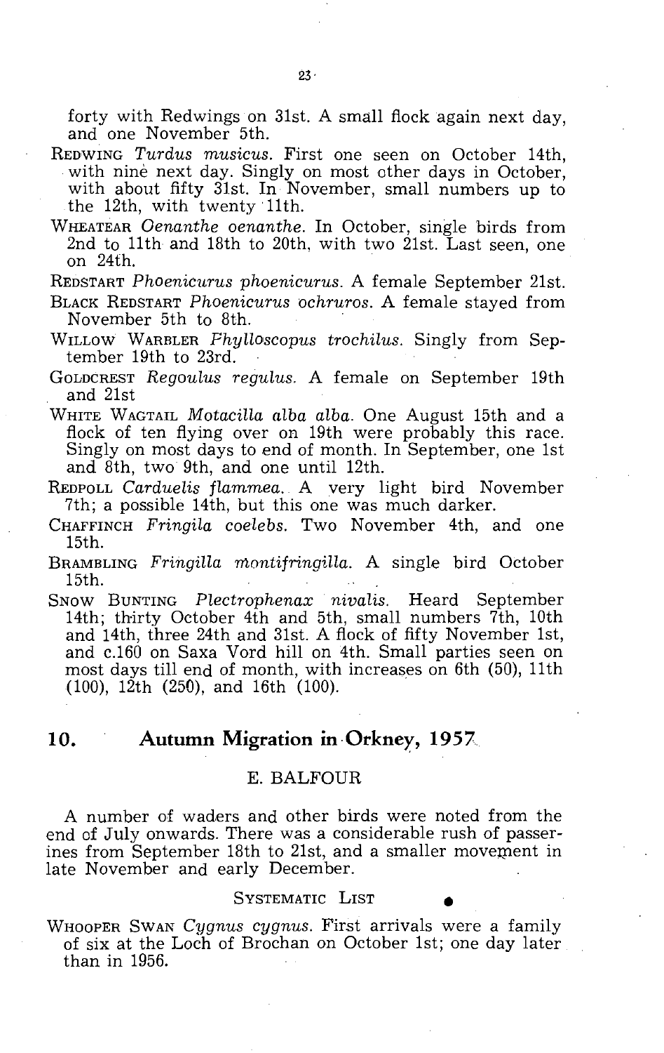forty with Redwings on 31st. A small flock again next day, and one November 5th.

REDWING *Turdus musicus*. First one seen on October 14th, with nine next day. Singly on most other days in October, with about fifty 31st. In November, small numbers up to the 12th, with twenty 11th.

WHEATEAR *Oenanthe oenanthe*. In October, single birds from 2nd to 11th and 18th to 20th, with two 21st. Last seen, one on 24th.

REDSTART *Phoenicurus phoenicurus*. A female September 21st.

BLACK REDSTART *Phoenicurus ochruros*. A female stayed from November 5th to 8th.

WILLOW WARBLER *Phylloscopus trochilus*. Singly from September 19th to 23rd.

GOLDCREST *Regoulus regulus*. A female on September 19th and 21st

WHITE WAGTAIL *Motacilla alba alba*. One August 15th and a flock of ten flying over on 19th were probably this race. Singly on most days to end of month. In September, one 1st and 8th, two 9th, and one until 12th.

REDPOLL *Carduelis flammea*. A very light bird November 7th; a possible 14th, but this one was much darker.

CHAFFINCH *Fringila coelebs*. Two November 4th, and one 15th.

BRAMBLING *Fringilla montifringilla*. A single bird October 15th.

SNOW BUNTING *Plectrophenax nivalis*. Heard September 14th; thirty October 4th and 5th, small numbers 7th, 10th and 14th, three 24th and 31st. A flock of fifty November 1st, and c.160 on Saxa Vord hill on 4th. Small parties seen on most days till end of month, with increases on 6th (50), 11th (100), 12th (250), and 16th (100).

## 10. Autumn Migration in Orkney, 1957

E. BALFOUR

A number of waders and other birds were noted from the end of July onwards. There was a considerable rush of passerines from September 18th to 21st, and a smaller movement in late November and early December.

### SYSTEMATIC LIST

WHOOPER SWAN *Cygnus cygnus*. First arrivals were a family of six at the Loch of Brochan on October 1st; one day later than in 1956.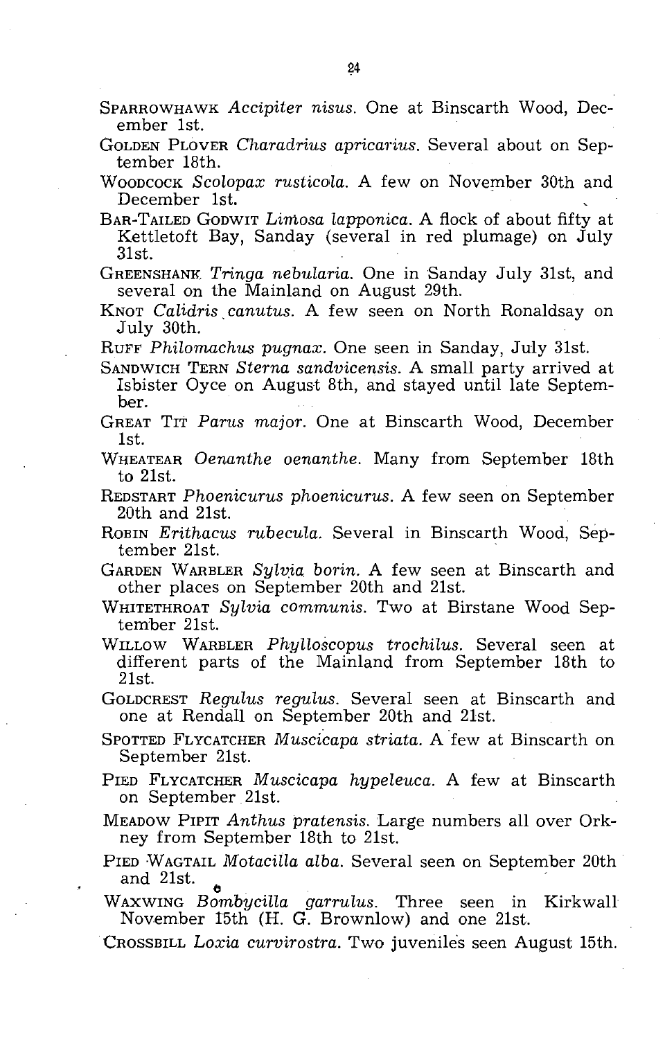SPARROWHAWK *Accipiter nisus*. One at Binscarth Wood, December 1st.

GOLDEN PLOVER *Charadrius apricarius*. Several about on September 18th.

WOODCOCK *Scolopax rusticola*. A few on November 30th and December 1st.

BAR-TAILED GODWIT *Limosa lapponica*. A flock of about fifty at Kettletoft Bay, Sanday (several in red plumage) on July 31st.

GREENSHANK *Tringa nebularia*. One in Sanday July 31st, and several on the Mainland on August 29th.

KNOT *Calidris canutus*. A few seen on North Ronaldsay on July 30th.

RUFF *Philomachus pugnax*. One seen in Sanday, July 31st.

SANDWICH TERN *Sterna sandvicensis*. A small party arrived at Isbister Oyce on August 8th, and stayed until late September.

GREAT TIT *Parus major*. One at Binscarth Wood, December 1st.

WHEATEAR *Oenanthe oenanthe*. Many from September 18th to 21st.

REDSTART *Phoenicurus phoenicurus*. A few seen on September 20th and 21st.

ROBIN *Erithacus rubecula*. Several in Binscarth Wood, September 21st.

GARDEN WARBLER *Sylvia borin*. A few seen at Binscarth and other places on September 20th and 21st.

WHITETHROAT *Sylvia communis*. Two at Birstane Wood September 21st.

WILLOW WARBLER *Phylloscopus trochilus*. Several seen at different parts of the Mainland from September 18th to 21st.

GOLDCREST *Regulus regulus*. Several seen at Binscarth and one at Rendall on September 20th and 21st.

SPOTTED FLYCATCHER *Muscicapa striata*. A few at Binscarth on September 21st.

PIED FLYCATCHER *Muscicapa hypeleuca*. A few at Binscarth on September 21st.

MEADOW PIPIT *Anthus pratensis*. Large numbers all over Orkney from September 18th to 21st.

PIED WAGTAIL *Motacilla alba*. Several seen on September 20th and 21st.

WAXWING *Bombycilla garrulus*. Three seen in Kirkwall November 15th (H. G. Brownlow) and one 21st.

CROSSBILL *Loxia curvirostra*. Two juveniles seen August 15th.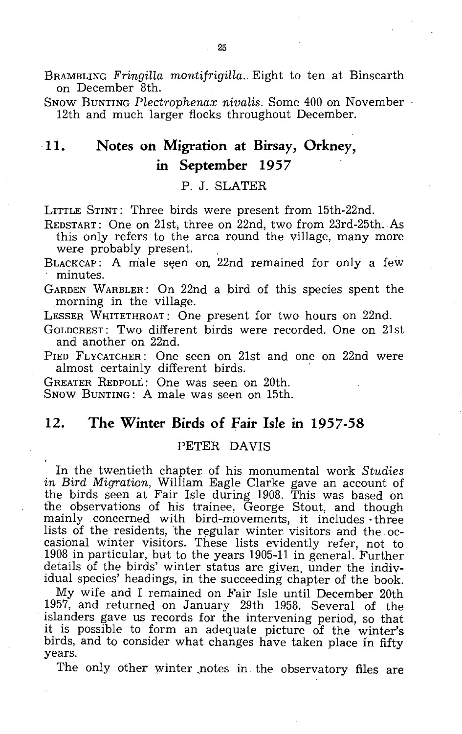BRAMBLING *Fringilla montifrigilla*. Eight to ten at Binscarth on December 8th.

SNOW BUNTING *Plectrophenax nivalis*. Some 400 on November 12th and much larger flocks throughout December.

## 11. Notes on Migration at Birsay, Orkney, in September 1957

P. J. SLATER

LITTLE STINT: Three birds were present from 15th-22nd.

REDSTART: One on 21st, three on 22nd, two from 23rd-25th. As this only refers to the area round the village, many more were probably present.

BLACKCAP: A male seen on 22nd remained for only a few minutes.

GARDEN WARBLER: On 22nd a bird of this species spent the morning in the village.

LESSER WHITETHROAT: One present for two hours on 22nd.

GOLDCREST: Two different birds were recorded. One on 21st and another on 22nd.

PIED FLYCATCHER: One seen on 21st and one on 22nd were almost certainly different birds.

GREATER REDPOLL: One was seen on 20th.

SNOW BUNTING: A male was seen on 15th.

## 12. The Winter Birds of Fair Isle in 1957-58

PETER DAVIS

In the twentieth chapter of his monumental work *Studies in Bird Migration*, William Eagle Clarke gave an account of the birds seen at Fair Isle during 1908. This was based on the observations of his trainee, George Stout, and though mainly concerned with bird-movements, it includes three lists of the residents, the regular winter visitors and the occasional winter visitors. These lists evidently refer, not to 1908 in particular, but to the years 1905-11 in general. Further details of the birds' winter status are given, under the individual species' headings, in the succeeding chapter of the book.

My wife and I remained on Fair Isle until December 20th 1957, and returned on January 29th 1958. Several of the islanders gave us records for the intervening period, so that it is possible to form an adequate picture of the winter's birds, and to consider what changes have taken place in fifty years.

The only other winter notes in the observatory files are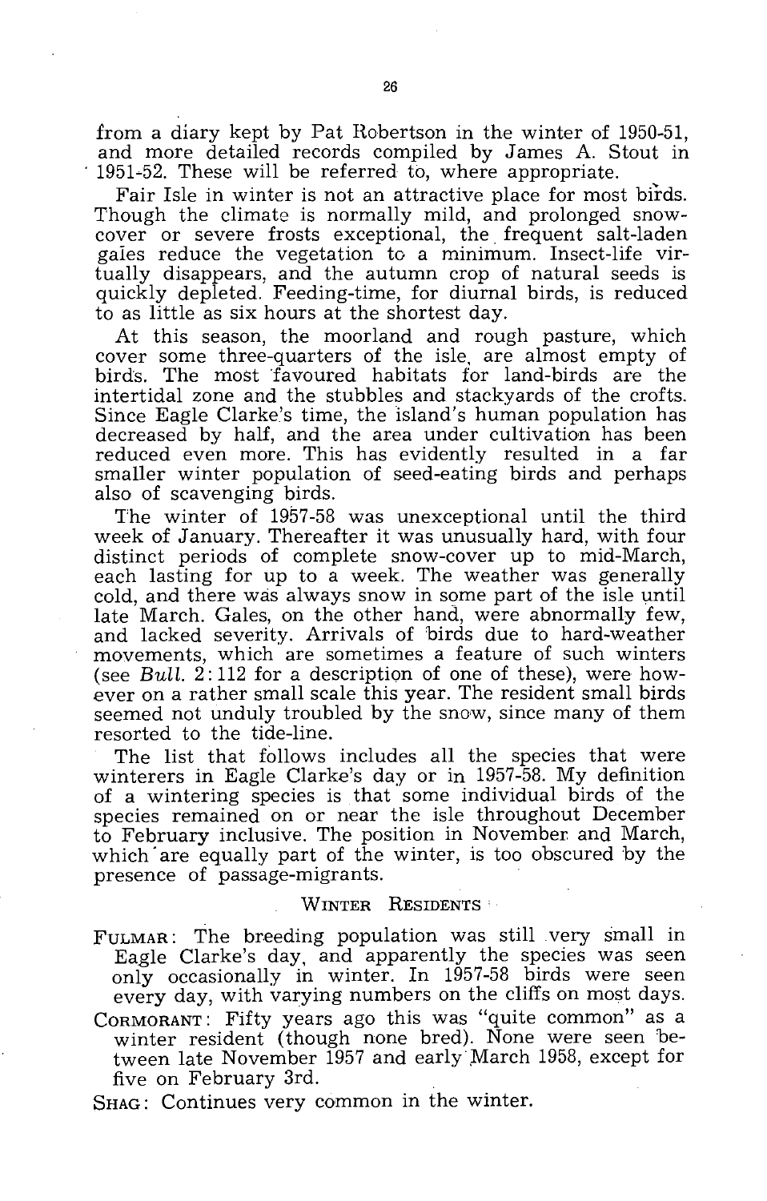from a diary kept by Pat Robertson in the winter of 1950-51, and more detailed records compiled by James A. Stout in 1951-52. These will be referred to, where appropriate.

Fair Isle in winter is not an attractive place for most birds. Though the climate is normally mild, and prolonged snow-cover or severe frosts exceptional, the frequent salt-laden gales reduce the vegetation to a minimum. Insect-life virtually disappears, and the autumn crop of natural seeds is quickly depleted. Feeding-time, for diurnal birds, is reduced to as little as six hours at the shortest day.

At this season, the moorland and rough pasture, which cover some three-quarters of the isle, are almost empty of birds. The most favoured habitats for land-birds are the intertidal zone and the stubbles and stackyards of the crofts. Since Eagle Clarke's time, the island's human population has decreased by half, and the area under cultivation has been reduced even more. This has evidently resulted in a far smaller winter population of seed-eating birds and perhaps also of scavenging birds.

The winter of 1957-58 was unexceptional until the third week of January. Thereafter it was unusually hard, with four distinct periods of complete snow-cover up to mid-March, each lasting for up to a week. The weather was generally cold, and there was always snow in some part of the isle until late March. Gales, on the other hand, were abnormally few, and lacked severity. Arrivals of birds due to hard-weather movements, which are sometimes a feature of such winters (see *Bull.* 2: 112 for a description of one of these), were however on a rather small scale this year. The resident small birds seemed not unduly troubled by the snow, since many of them resorted to the tide-line.

The list that follows includes all the species that were winterers in Eagle Clarke's day or in 1957-58. My definition of a wintering species is that some individual birds of the species remained on or near the isle throughout December to February inclusive. The position in November and March, which are equally part of the winter, is too obscured by the presence of passage-migrants.

## Winter Residents

Fulmar: The breeding population was still very small in Eagle Clarke's day, and apparently the species was seen only occasionally in winter. In 1957-58 birds were seen every day, with varying numbers on the cliffs on most days.

Cormorant: Fifty years ago this was "quite common" as a winter resident (though none bred). None were seen between late November 1957 and early March 1958, except for five on February 3rd.

Shag: Continues very common in the winter.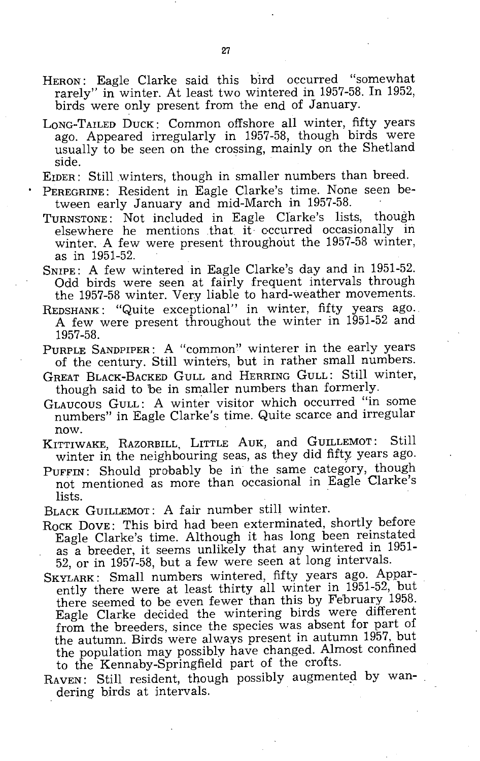HERON: Eagle Clarke said this bird occurred "somewhat rarely" in winter. At least two wintered in 1957-58. In 1952, birds were only present from the end of January.

LONG-TAILED DUCK: Common offshore all winter, fifty years ago. Appeared irregularly in 1957-58, though birds were usually to be seen on the crossing, mainly on the Shetland side.

EIDER: Still winters, though in smaller numbers than breed.

PEREGRINE: Resident in Eagle Clarke's time. None seen between early January and mid-March in 1957-58.

TURNSTONE: Not included in Eagle Clarke's lists, though elsewhere he mentions that it occurred occasionally in winter. A few were present throughout the 1957-58 winter, as in 1951-52.

SNIPE: A few wintered in Eagle Clarke's day and in 1951-52. Odd birds were seen at fairly frequent intervals through the 1957-58 winter. Very liable to hard-weather movements.

REDSHANK: "Quite exceptional" in winter, fifty years ago. A few were present throughout the winter in 1951-52 and 1957-58.

PURPLE SANDPIPER: A "common" winterer in the early years of the century. Still winters, but in rather small numbers.

GREAT BLACK-BACKED GULL and HERRING GULL: Still winter, though said to be in smaller numbers than formerly.

GLAUCOUS GULL: A winter visitor which occurred "in some numbers" in Eagle Clarke's time. Quite scarce and irregular now.

KITTIWAKE, RAZORBILL, LITTLE AUK, and GUILLEMOT: Still winter in the neighbouring seas, as they did fifty years ago.

PUFFIN: Should probably be in the same category, though not mentioned as more than occasional in Eagle Clarke's lists.

BLACK GUILLEMOT: A fair number still winter.

ROCK DOVE: This bird had been exterminated, shortly before Eagle Clarke's time. Although it has long been reinstated as a breeder, it seems unlikely that any wintered in 1951-52, or in 1957-58, but a few were seen at long intervals.

SKYLARK: Small numbers wintered, fifty years ago. Apparently there were at least thirty all winter in 1951-52, but there seemed to be even fewer than this by February 1958. Eagle Clarke decided the wintering birds were different from the breeders, since the species was absent for part of the autumn. Birds were always present in autumn 1957, but the population may possibly have changed. Almost confined to the Kennaby-Springfield part of the crofts.

RAVEN: Still resident, though possibly augmented by wandering birds at intervals.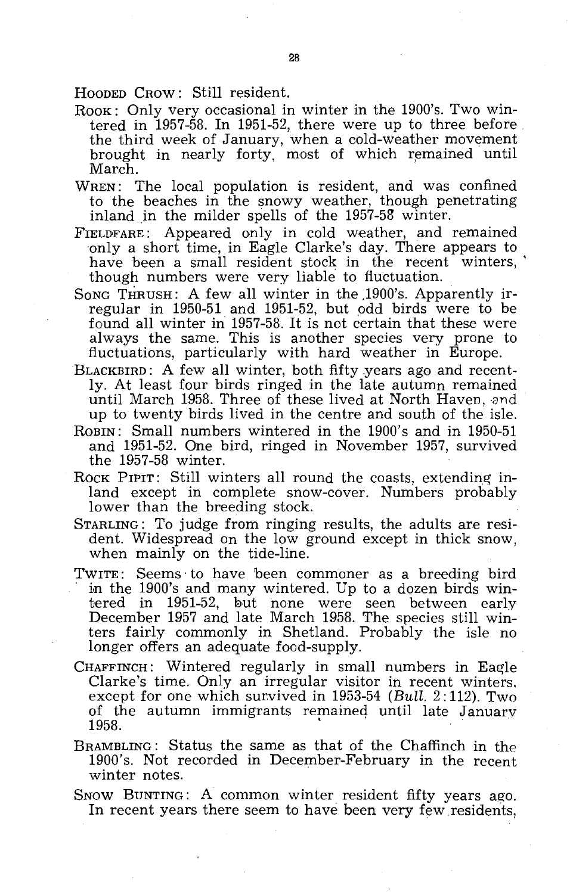HOODED CROW: Still resident.

ROOK: Only very occasional in winter in the 1900's. Two wintered in 1957-58. In 1951-52, there were up to three before the third week of January, when a cold-weather movement brought in nearly forty, most of which remained until March.

WREN: The local population is resident, and was confined to the beaches in the snowy weather, though penetrating inland in the milder spells of the 1957-58 winter.

FIELDFARE: Appeared only in cold weather, and remained only a short time, in Eagle Clarke's day. There appears to have been a small resident stock in the recent winters, though numbers were very liable to fluctuation.

SONG THRUSH: A few all winter in the 1900's. Apparently irregular in 1950-51 and 1951-52, but odd birds were to be found all winter in 1957-58. It is not certain that these were always the same. This is another species very prone to fluctuations, particularly with hard weather in Europe.

BLACKBIRD: A few all winter, both fifty years ago and recently. At least four birds ringed in the late autumn remained until March 1958. Three of these lived at North Haven, and up to twenty birds lived in the centre and south of the isle.

ROBIN: Small numbers wintered in the 1900's and in 1950-51 and 1951-52. One bird, ringed in November 1957, survived the 1957-58 winter.

ROCK PIPIT: Still winters all round the coasts, extending inland except in complete snow-cover. Numbers probably lower than the breeding stock.

STARLING: To judge from ringing results, the adults are resident. Widespread on the low ground except in thick snow, when mainly on the tide-line.

TWITE: Seems to have been commoner as a breeding bird in the 1900's and many wintered. Up to a dozen birds wintered in 1951-52, but none were seen between early December 1957 and late March 1958. The species still winters fairly commonly in Shetland. Probably the isle no longer offers an adequate food-supply.

CHAFFINCH: Wintered regularly in small numbers in Eagle Clarke's time. Only an irregular visitor in recent winters, except for one which survived in 1953-54 (*Bull.* 2:112). Two of the autumn immigrants remained until late January 1958.

BRAMBLING: Status the same as that of the Chaffinch in the 1900's. Not recorded in December-February in the recent winter notes.

SNOW BUNTING: A common winter resident fifty years ago. In recent years there seem to have been very few residents,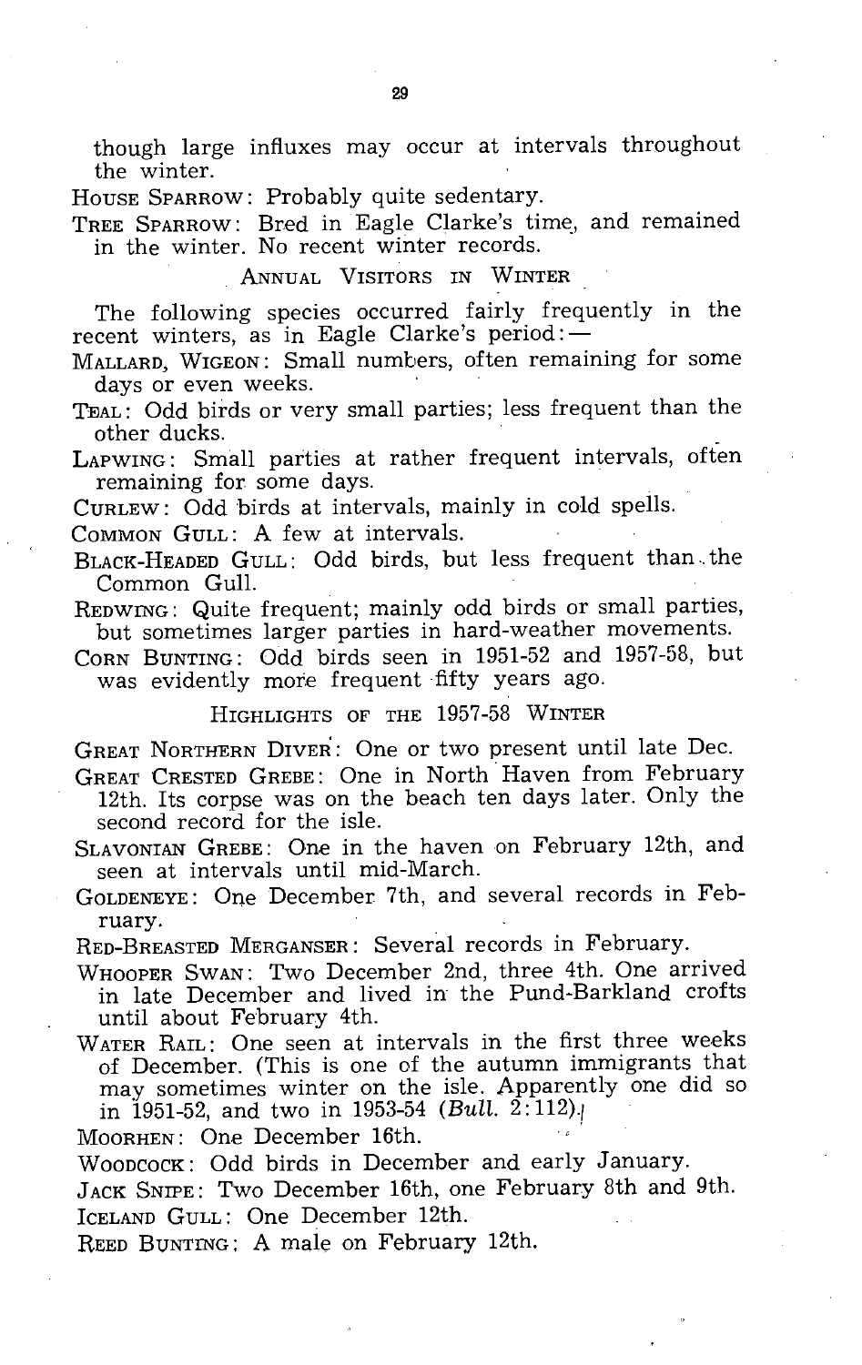though large influxes may occur at intervals throughout the winter.

HOUSE SPARROW: Probably quite sedentary.

TREE SPARROW: Bred in Eagle Clarke's time, and remained in the winter. No recent winter records.

### ANNUAL VISITORS IN WINTER

The following species occurred fairly frequently in the recent winters, as in Eagle Clarke's period:—

MALLARD, WIGEON: Small numbers, often remaining for some days or even weeks.

TEAL: Odd birds or very small parties; less frequent than the other ducks.

LAPWING: Small parties at rather frequent intervals, often remaining for some days.

CURLEW: Odd birds at intervals, mainly in cold spells.

COMMON GULL: A few at intervals.

BLACK-HEADED GULL: Odd birds, but less frequent than the Common Gull.

REDWING: Quite frequent; mainly odd birds or small parties, but sometimes larger parties in hard-weather movements.

CORN BUNTING: Odd birds seen in 1951-52 and 1957-58, but was evidently more frequent fifty years ago.

### HIGHLIGHTS OF THE 1957-58 WINTER

GREAT NORTHERN DIVER: One or two present until late Dec.

GREAT CRESTED GREBE: One in North Haven from February 12th. Its corpse was on the beach ten days later. Only the second record for the isle.

SLAVONIAN GREBE: One in the haven on February 12th, and seen at intervals until mid-March.

GOLDENEYE: One December 7th, and several records in February.

RED-BREASTED MERGANSER: Several records in February.

WHOOPER SWAN: Two December 2nd, three 4th. One arrived in late December and lived in the Pund-Barkland crofts until about February 4th.

WATER RAIL: One seen at intervals in the first three weeks of December. (This is one of the autumn immigrants that may sometimes winter on the isle. Apparently one did so in 1951-52, and two in 1953-54 (*Bull.* 2:112).)

MOORHEN: One December 16th.

WOODCOCK: Odd birds in December and early January.

JACK SNIPE: Two December 16th, one February 8th and 9th.

ICELAND GULL: One December 12th.

REED BUNTING: A male on February 12th.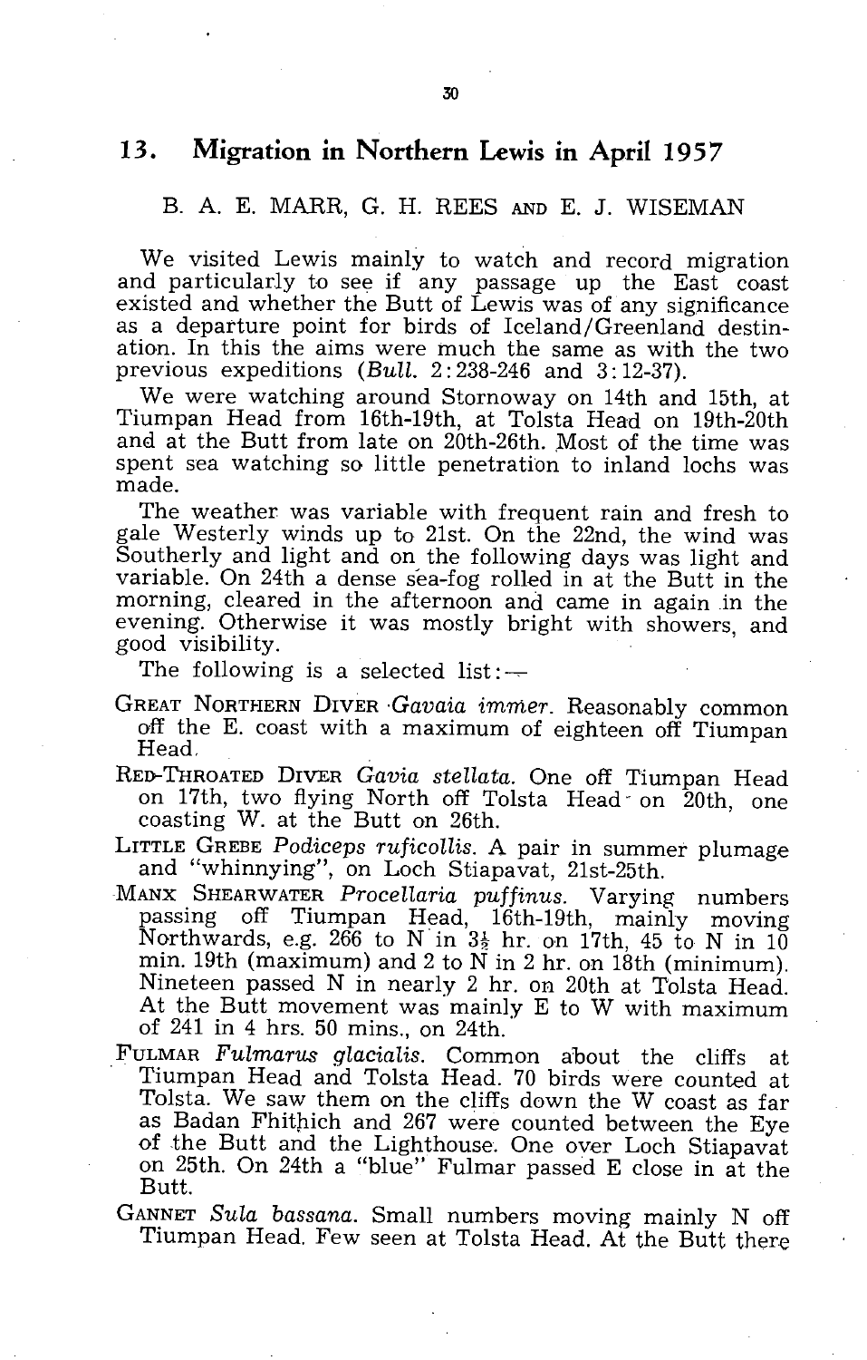## 13. Migration in Northern Lewis in April 1957

B. A. E. MARR, G. H. REES AND E. J. WISEMAN

We visited Lewis mainly to watch and record migration and particularly to see if any passage up the East coast existed and whether the Butt of Lewis was of any significance as a departure point for birds of Iceland/Greenland destination. In this the aims were much the same as with the two previous expeditions (*Bull.* 2:238-246 and 3:12-37).

We were watching around Stornoway on 14th and 15th, at Tiumpan Head from 16th-19th, at Tolsta Head on 19th-20th and at the Butt from late on 20th-26th. Most of the time was spent sea watching so little penetration to inland lochs was made.

The weather was variable with frequent rain and fresh to gale Westerly winds up to 21st. On the 22nd, the wind was Southerly and light and on the following days was light and variable. On 24th a dense sea-fog rolled in at the Butt in the morning, cleared in the afternoon and came in again in the evening. Otherwise it was mostly bright with showers, and good visibility.

The following is a selected list:—

GREAT NORTHERN DIVER *Gavaia immer*. Reasonably common off the E. coast with a maximum of eighteen off Tiumpan Head.

RED-THROATED DIVER *Gavia stellata*. One off Tiumpan Head on 17th, two flying North off Tolsta Head on 20th, one coasting W. at the Butt on 26th.

LITTLE GREBE *Podiceps ruficollis*. A pair in summer plumage and "whinnying", on Loch Stiapavat, 21st-25th.

MANX SHEARWATER *Procellaria puffinus*. Varying numbers passing off Tiumpan Head, 16th-19th, mainly moving Northwards, e.g. 266 to N in 3½ hr. on 17th, 45 to N in 10 min. 19th (maximum) and 2 to N in 2 hr. on 18th (minimum). Nineteen passed N in nearly 2 hr. on 20th at Tolsta Head. At the Butt movement was mainly E to W with maximum of 241 in 4 hrs. 50 mins., on 24th.

FULMAR *Fulmarus glacialis*. Common about the cliffs at Tiumpan Head and Tolsta Head. 70 birds were counted at Tolsta. We saw them on the cliffs down the W coast as far as Badan Fhithich and 267 were counted between the Eye of the Butt and the Lighthouse. One over Loch Stiapavat on 25th. On 24th a "blue" Fulmar passed E close in at the Butt.

GANNET *Sula bassana*. Small numbers moving mainly N off Tiumpan Head. Few seen at Tolsta Head. At the Butt there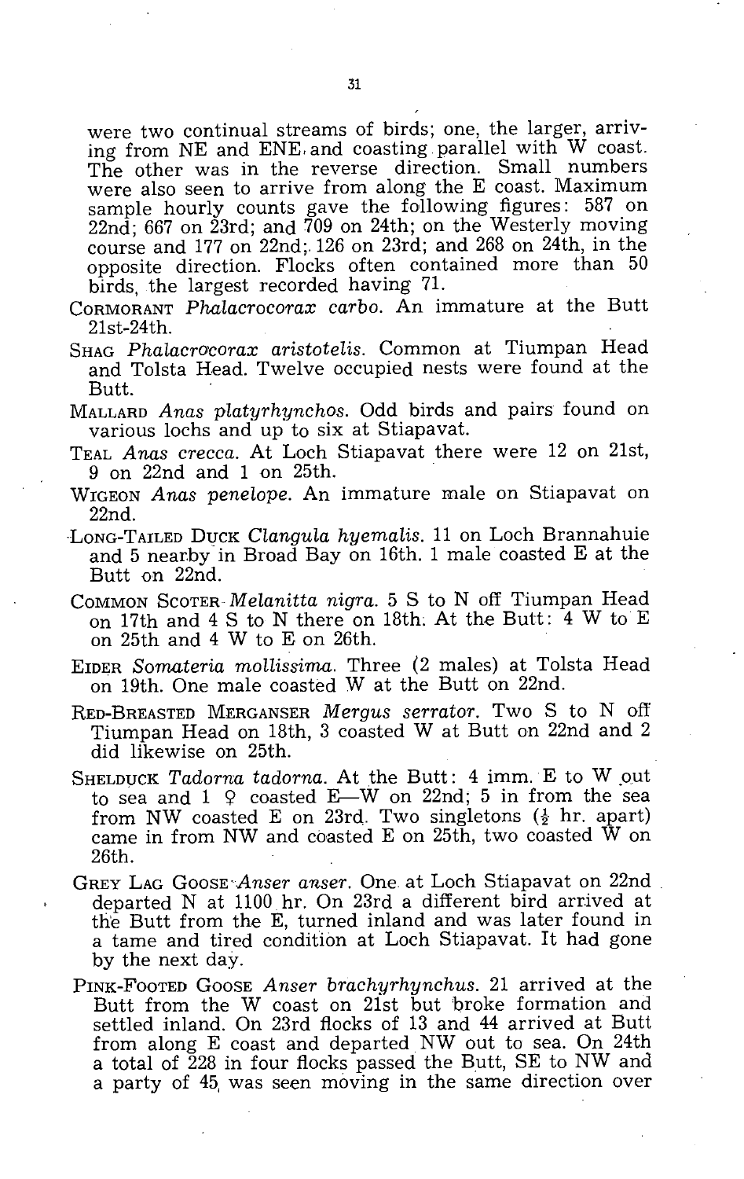were two continual streams of birds; one, the larger, arriving from NE and ENE and coasting parallel with W coast. The other was in the reverse direction. Small numbers were also seen to arrive from along the E coast. Maximum sample hourly counts gave the following figures: 587 on 22nd; 667 on 23rd; and 709 on 24th; on the Westerly moving course and 177 on 22nd; 126 on 23rd; and 268 on 24th, in the opposite direction. Flocks often contained more than 50 birds, the largest recorded having 71.

CORMORANT *Phalacrocorax carbo*. An immature at the Butt 21st-24th.

SHAG *Phalacrocorax aristotelis*. Common at Tiumpan Head and Tolsta Head. Twelve occupied nests were found at the Butt.

MALLARD *Anas platyrhynchos*. Odd birds and pairs found on various lochs and up to six at Stiapavat.

TEAL *Anas crecca*. At Loch Stiapavat there were 12 on 21st, 9 on 22nd and 1 on 25th.

WIGEON *Anas penelope*. An immature male on Stiapavat on 22nd.

LONG-TAILED DUCK *Clangula hyemalis*. 11 on Loch Brannahuie and 5 nearby in Broad Bay on 16th. 1 male coasted E at the Butt on 22nd.

COMMON SCOTER *Melanitta nigra*. 5 S to N off Tiumpan Head on 17th and 4 S to N there on 18th. At the Butt: 4 W to E on 25th and 4 W to E on 26th.

EIDER *Somateria mollissima*. Three (2 males) at Tolsta Head on 19th. One male coasted W at the Butt on 22nd.

RED-BREASTED MERGANSER *Mergus serrator*. Two S to N off Tiumpan Head on 18th, 3 coasted W at Butt on 22nd and 2 did likewise on 25th.

SHELDUCK *Tadorna tadorna*. At the Butt: 4 imm. E to W out to sea and 1 ♀ coasted E—W on 22nd; 5 in from the sea from NW coasted E on 23rd. Two singletons (½ hr. apart) came in from NW and coasted E on 25th, two coasted W on 26th.

GREY LAG GOOSE *Anser anser*. One at Loch Stiapavat on 22nd departed N at 1100 hr. On 23rd a different bird arrived at the Butt from the E, turned inland and was later found in a tame and tired condition at Loch Stiapavat. It had gone by the next day.

PINK-FOOTED GOOSE *Anser brachyrhynchus*. 21 arrived at the Butt from the W coast on 21st but broke formation and settled inland. On 23rd flocks of 13 and 44 arrived at Butt from along E coast and departed NW out to sea. On 24th a total of 228 in four flocks passed the Butt, SE to NW and a party of 45 was seen moving in the same direction over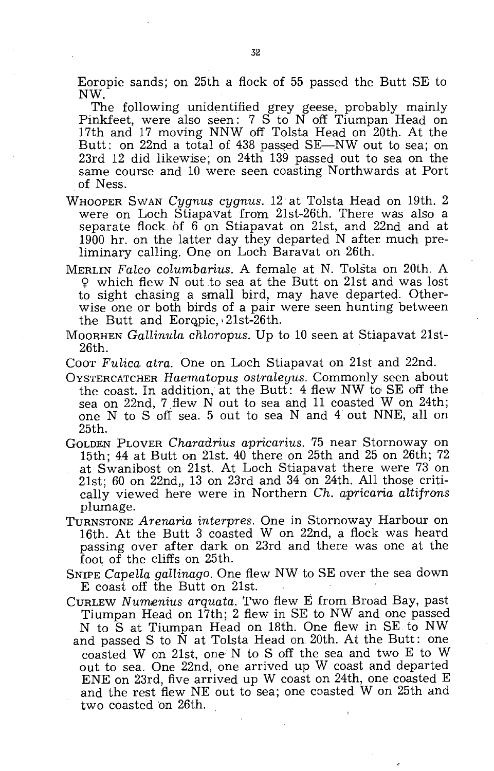Eoropie sands; on 25th a flock of 55 passed the Butt SE to NW.

The following unidentified grey geese, probably mainly Pinkfeet, were also seen: 7 S to N off Tiumpan Head on 17th and 17 moving NNW off Tolsta Head on 20th. At the Butt: on 22nd a total of 438 passed SE—NW out to sea; on 23rd 12 did likewise; on 24th 139 passed out to sea on the same course and 10 were seen coasting Northwards at Port of Ness.

WHOOPER SWAN *Cygnus cygnus*. 12 at Tolsta Head on 19th. 2 were on Loch Stiapavat from 21st-26th. There was also a separate flock of 6 on Stiapavat on 21st, and 22nd and at 1900 hr. on the latter day they departed N after much preliminary calling. One on Loch Baravat on 26th.

MERLIN *Falco columbarius*. A female at N. Tolsta on 20th. A ♀ which flew N out to sea at the Butt on 21st and was lost to sight chasing a small bird, may have departed. Otherwise one or both birds of a pair were seen hunting between the Butt and Eoropie, 21st-26th.

MOORHEN *Gallinula chloropus*. Up to 10 seen at Stiapavat 21st-26th.

COOT *Fulica atra*. One on Loch Stiapavat on 21st and 22nd.

OYSTERCATCHER *Haematopus ostralegus*. Commonly seen about the coast. In addition, at the Butt: 4 flew NW to SE off the sea on 22nd, 7 flew N out to sea and 11 coasted W on 24th; one N to S off sea. 5 out to sea N and 4 out NNE, all on 25th.

GOLDEN PLOVER *Charadrius apricarius*. 75 near Stornoway on 15th; 44 at Butt on 21st. 40 there on 25th and 25 on 26th; 72 at Swanibost on 21st. At Loch Stiapavat there were 73 on 21st; 60 on 22nd,, 13 on 23rd and 34 on 24th. All those critically viewed here were in Northern *Ch. apricaria altifrons* plumage.

TURNSTONE *Arenaria interpres*. One in Stornoway Harbour on 16th. At the Butt 3 coasted W on 22nd, a flock was heard passing over after dark on 23rd and there was one at the foot of the cliffs on 25th.

SNIPE *Capella gallinago*. One flew NW to SE over the sea down E coast off the Butt on 21st.

CURLEW *Numenius arquata*. Two flew E from Broad Bay, past Tiumpan Head on 17th; 2 flew in SE to NW and one passed N to S at Tiumpan Head on 18th. One flew in SE to NW and passed S to N at Tolsta Head on 20th. At the Butt: one coasted W on 21st, one N to S off the sea and two E to W out to sea. One 22nd, one arrived up W coast and departed ENE on 23rd, five arrived up W coast on 24th, one coasted E and the rest flew NE out to sea; one coasted W on 25th and two coasted on 26th.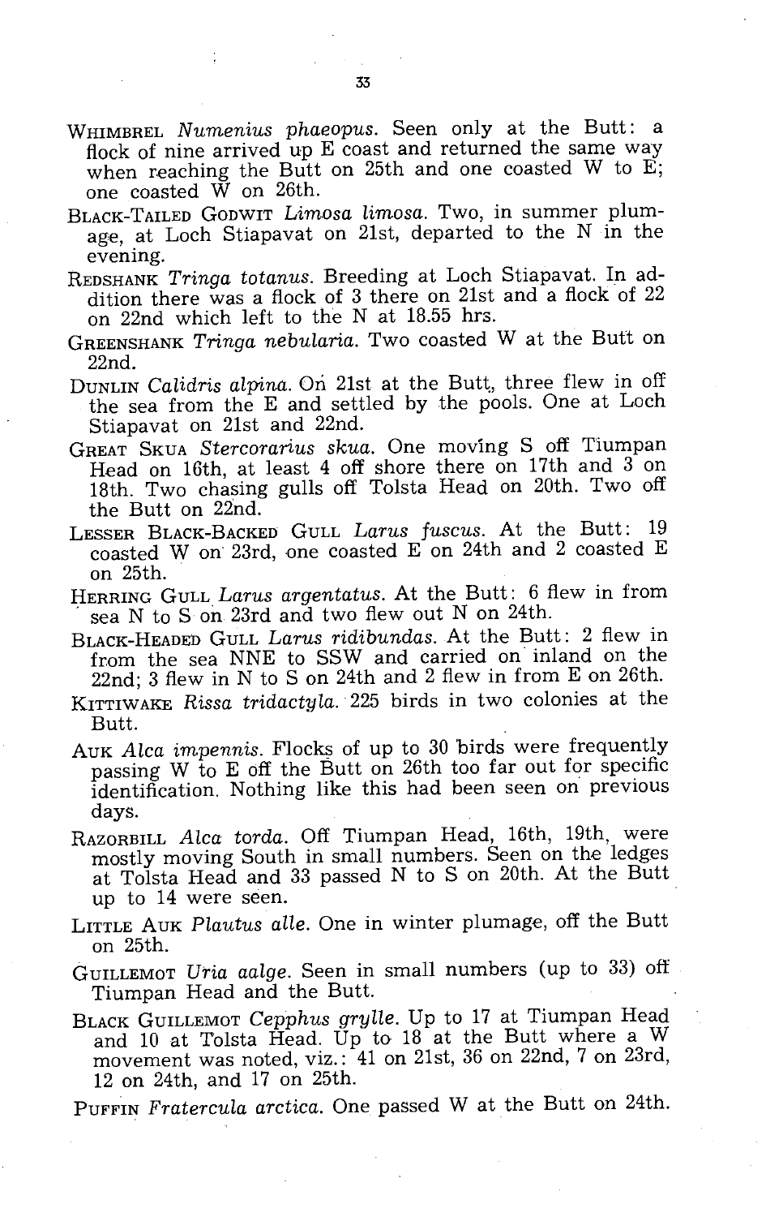WHIMBREL *Numenius phaeopus*. Seen only at the Butt: a flock of nine arrived up E coast and returned the same way when reaching the Butt on 25th and one coasted W to E; one coasted W on 26th.

BLACK-TAILED GODWIT *Limosa limosa*. Two, in summer plumage, at Loch Stiapavat on 21st, departed to the N in the evening.

REDSHANK *Tringa totanus*. Breeding at Loch Stiapavat. In addition there was a flock of 3 there on 21st and a flock of 22 on 22nd which left to the N at 18.55 hrs.

GREENSHANK *Tringa nebularia*. Two coasted W at the Butt on 22nd.

DUNLIN *Calidris alpina*. On 21st at the Butt, three flew in off the sea from the E and settled by the pools. One at Loch Stiapavat on 21st and 22nd.

GREAT SKUA *Stercorarius skua*. One moving S off Tiumpan Head on 16th, at least 4 off shore there on 17th and 3 on 18th. Two chasing gulls off Tolsta Head on 20th. Two off the Butt on 22nd.

LESSER BLACK-BACKED GULL *Larus fuscus*. At the Butt: 19 coasted W on 23rd, one coasted E on 24th and 2 coasted E on 25th.

HERRING GULL *Larus argentatus*. At the Butt: 6 flew in from sea N to S on 23rd and two flew out N on 24th.

BLACK-HEADED GULL *Larus ridibundas*. At the Butt: 2 flew in from the sea NNE to SSW and carried on inland on the 22nd; 3 flew in N to S on 24th and 2 flew in from E on 26th.

KITTIWAKE *Rissa tridactyla*. 225 birds in two colonies at the Butt.

AUK *Alca impennis*. Flocks of up to 30 birds were frequently passing W to E off the Butt on 26th too far out for specific identification. Nothing like this had been seen on previous days.

RAZORBILL *Alca torda*. Off Tiumpan Head, 16th, 19th, were mostly moving South in small numbers. Seen on the ledges at Tolsta Head and 33 passed N to S on 20th. At the Butt up to 14 were seen.

LITTLE AUK *Plautus alle*. One in winter plumage, off the Butt on 25th.

GUILLEMOT *Uria aalge*. Seen in small numbers (up to 33) off Tiumpan Head and the Butt.

BLACK GUILLEMOT *Cepphus grylle*. Up to 17 at Tiumpan Head and 10 at Tolsta Head. Up to 18 at the Butt where a W movement was noted, viz.: 41 on 21st, 36 on 22nd, 7 on 23rd, 12 on 24th, and 17 on 25th.

PUFFIN *Fratercula arctica*. One passed W at the Butt on 24th.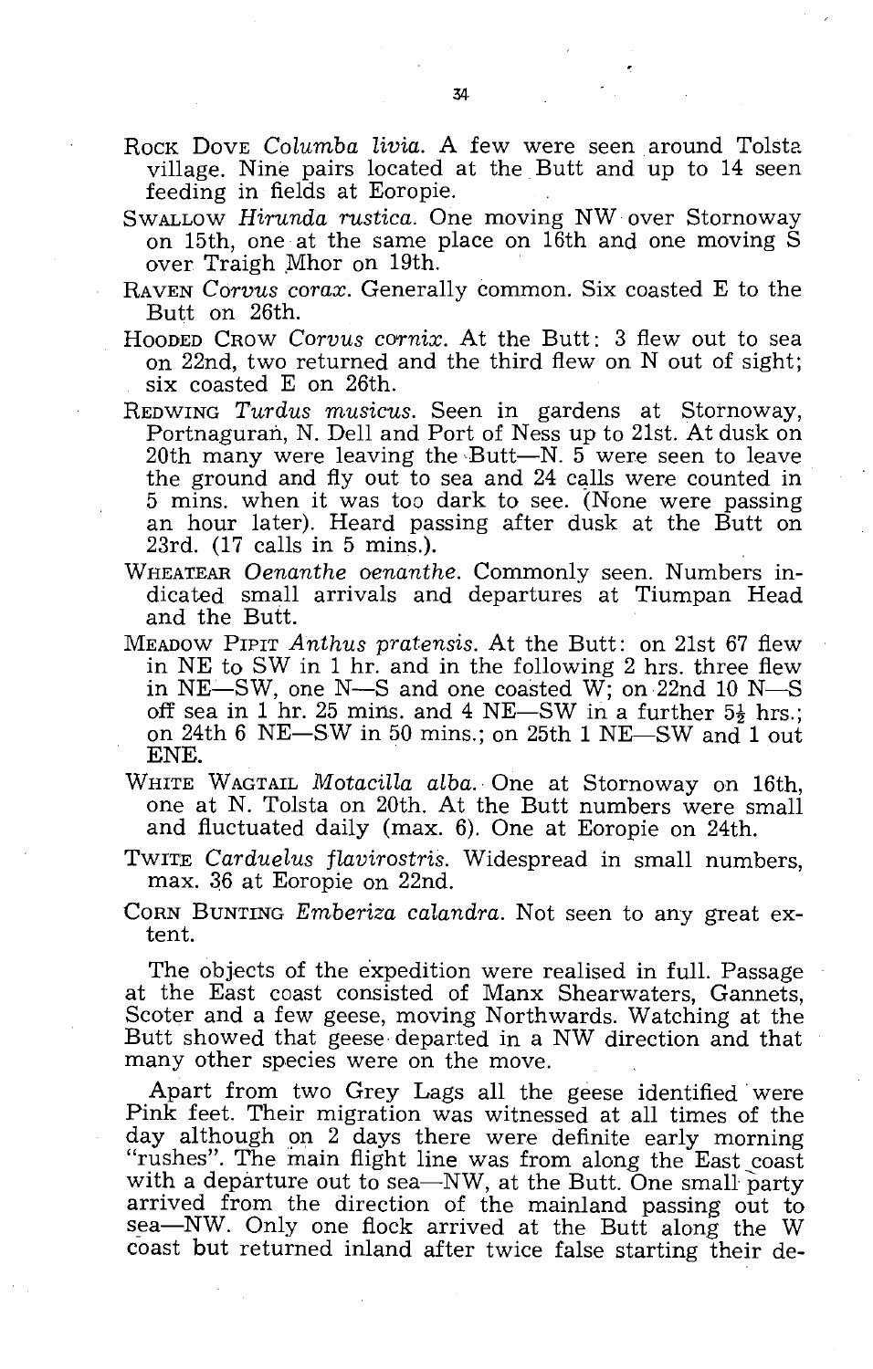ROCK DOVE *Columba livia*. A few were seen around Tolsta village. Nine pairs located at the Butt and up to 14 seen feeding in fields at Eoropie.

SWALLOW *Hirunda rustica*. One moving NW over Stornoway on 15th, one at the same place on 16th and one moving S over Traigh Mhor on 19th.

RAVEN *Corvus corax*. Generally common. Six coasted E to the Butt on 26th.

HOODED CROW *Corvus cornix*. At the Butt: 3 flew out to sea on 22nd, two returned and the third flew on N out of sight; six coasted E on 26th.

REDWING *Turdus musicus*. Seen in gardens at Stornoway, Portnaguran, N. Dell and Port of Ness up to 21st. At dusk on 20th many were leaving the Butt—N. 5 were seen to leave the ground and fly out to sea and 24 calls were counted in 5 mins. when it was too dark to see. (None were passing an hour later). Heard passing after dusk at the Butt on 23rd. (17 calls in 5 mins.).

WHEATEAR *Oenanthe oenanthe*. Commonly seen. Numbers indicated small arrivals and departures at Tiumpan Head and the Butt.

MEADOW PIPIT *Anthus pratensis*. At the Butt: on 21st 67 flew in NE to SW in 1 hr. and in the following 2 hrs. three flew in NE—SW, one N—S and one coasted W; on 22nd 10 N—S off sea in 1 hr. 25 mins. and 4 NE—SW in a further 5½ hrs.; on 24th 6 NE—SW in 50 mins.; on 25th 1 NE—SW and 1 out ENE.

WHITE WAGTAIL *Motacilla alba*. One at Stornoway on 16th, one at N. Tolsta on 20th. At the Butt numbers were small and fluctuated daily (max. 6). One at Eoropie on 24th.

TWITE *Carduelus flavirostris*. Widespread in small numbers, max. 36 at Eoropie on 22nd.

CORN BUNTING *Emberiza calandra*. Not seen to any great extent.

The objects of the expedition were realised in full. Passage at the East coast consisted of Manx Shearwaters, Gannets, Scoter and a few geese, moving Northwards. Watching at the Butt showed that geese departed in a NW direction and that many other species were on the move.

Apart from two Grey Lags all the geese identified were Pink feet. Their migration was witnessed at all times of the day although on 2 days there were definite early morning "rushes". The main flight line was from along the East coast with a departure out to sea—NW, at the Butt. One small party arrived from the direction of the mainland passing out to sea—NW. Only one flock arrived at the Butt along the W coast but returned inland after twice false starting their de-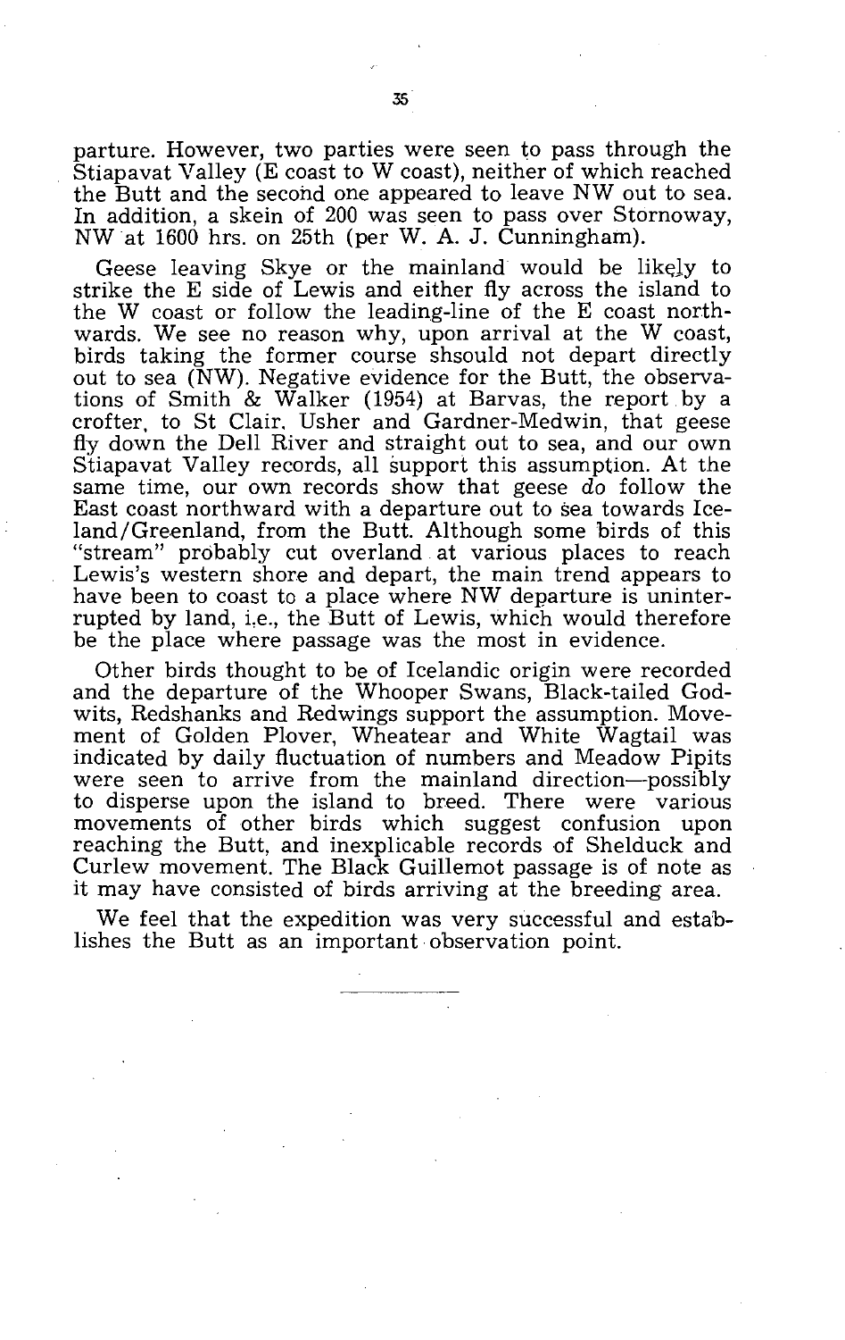parture. However, two parties were seen to pass through the Stiapavat Valley (E coast to W coast), neither of which reached the Butt and the second one appeared to leave NW out to sea. In addition, a skein of 200 was seen to pass over Stornoway, NW at 1600 hrs. on 25th (per W. A. J. Cunningham).

Geese leaving Skye or the mainland would be likely to strike the E side of Lewis and either fly across the island to the W coast or follow the leading-line of the E coast northwards. We see no reason why, upon arrival at the W coast, birds taking the former course shsould not depart directly out to sea (NW). Negative evidence for the Butt, the observations of Smith & Walker (1954) at Barvas, the report by a crofter, to St Clair, Usher and Gardner-Medwin, that geese fly down the Dell River and straight out to sea, and our own Stiapavat Valley records, all support this assumption. At the same time, our own records show that geese *do* follow the East coast northward with a departure out to sea towards Iceland/Greenland, from the Butt. Although some birds of this "stream" probably cut overland at various places to reach Lewis's western shore and depart, the main trend appears to have been to coast to a place where NW departure is uninterrupted by land, i.e., the Butt of Lewis, which would therefore be the place where passage was the most in evidence.

Other birds thought to be of Icelandic origin were recorded and the departure of the Whooper Swans, Black-tailed Godwits, Redshanks and Redwings support the assumption. Movement of Golden Plover, Wheatear and White Wagtail was indicated by daily fluctuation of numbers and Meadow Pipits were seen to arrive from the mainland direction—possibly to disperse upon the island to breed. There were various movements of other birds which suggest confusion upon reaching the Butt, and inexplicable records of Shelduck and Curlew movement. The Black Guillemot passage is of note as it may have consisted of birds arriving at the breeding area.

We feel that the expedition was very successful and establishes the Butt as an important observation point.

---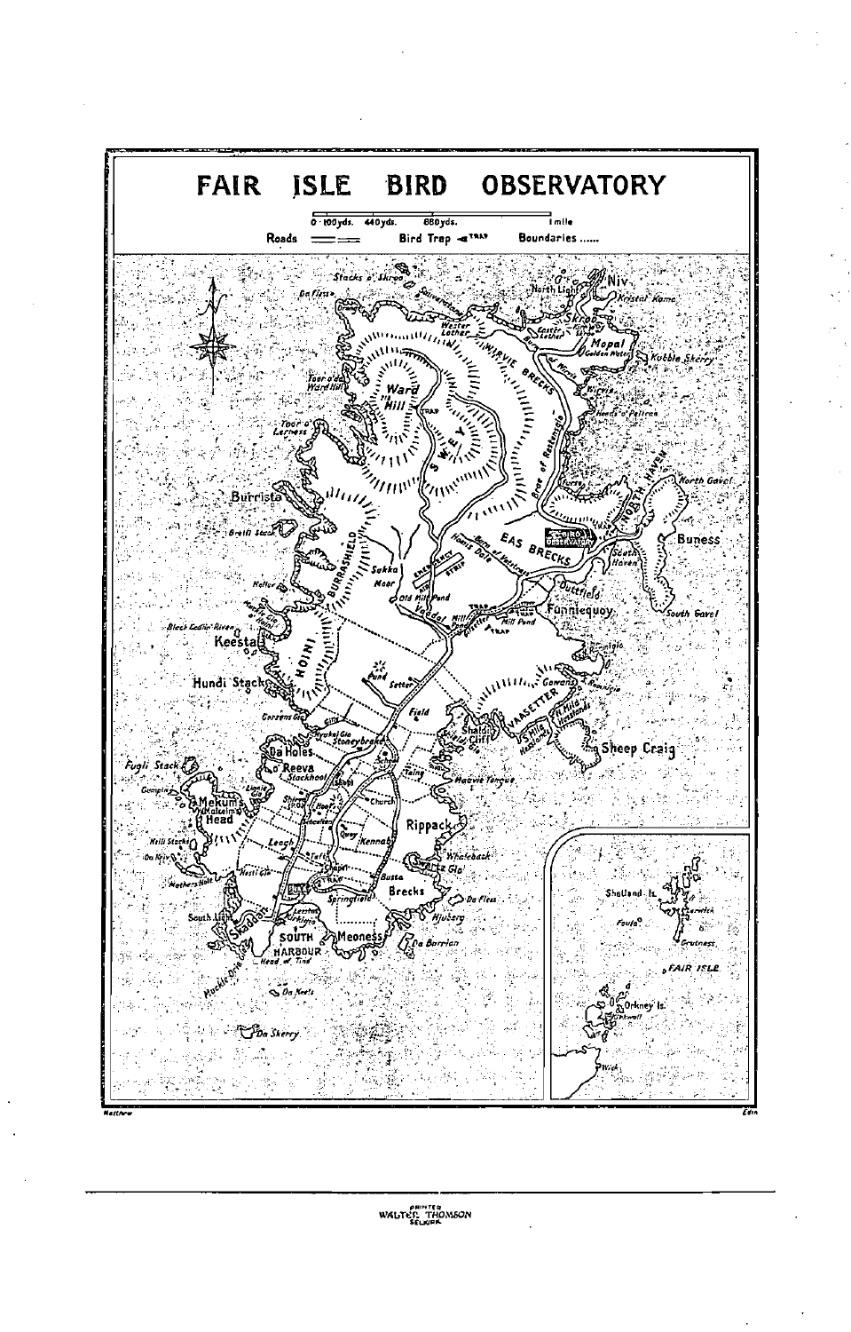# FAIR ISLE BIRD OBSERVATORY

0 100yds. 440yds. 880yds. 1 mile

Roads — Bird Trap TRAP — Boundaries ......

PRINTED
WALTER THOMSON
SELKIRK